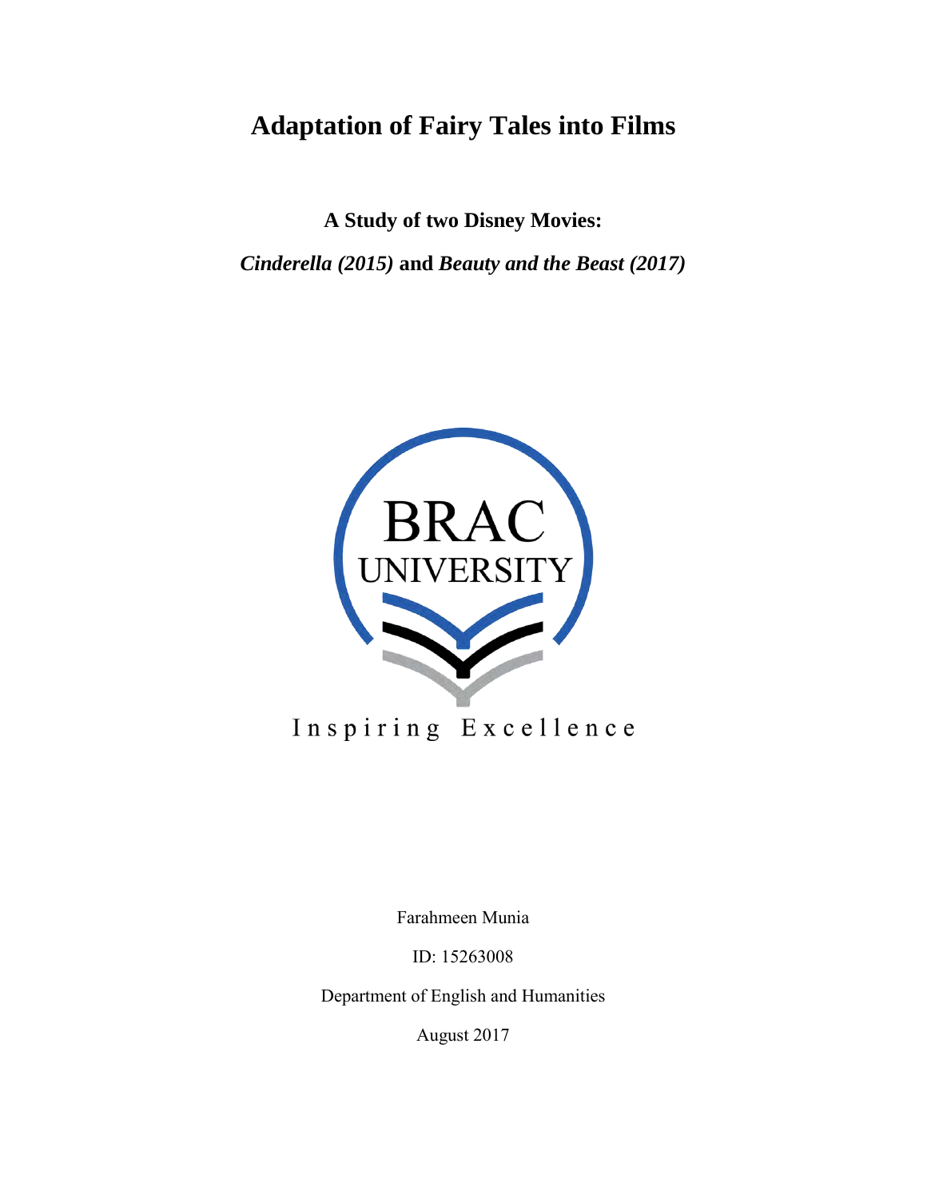# Adaptation of Fairy Tales into Films

**A Study of two Disney Movies:**

***Cinderella (2015)* and *Beauty and the Beast (2017)***

BRAC UNIVERSITY

Inspiring Excellence

Farahmeen Munia

ID: 15263008

Department of English and Humanities

August 2017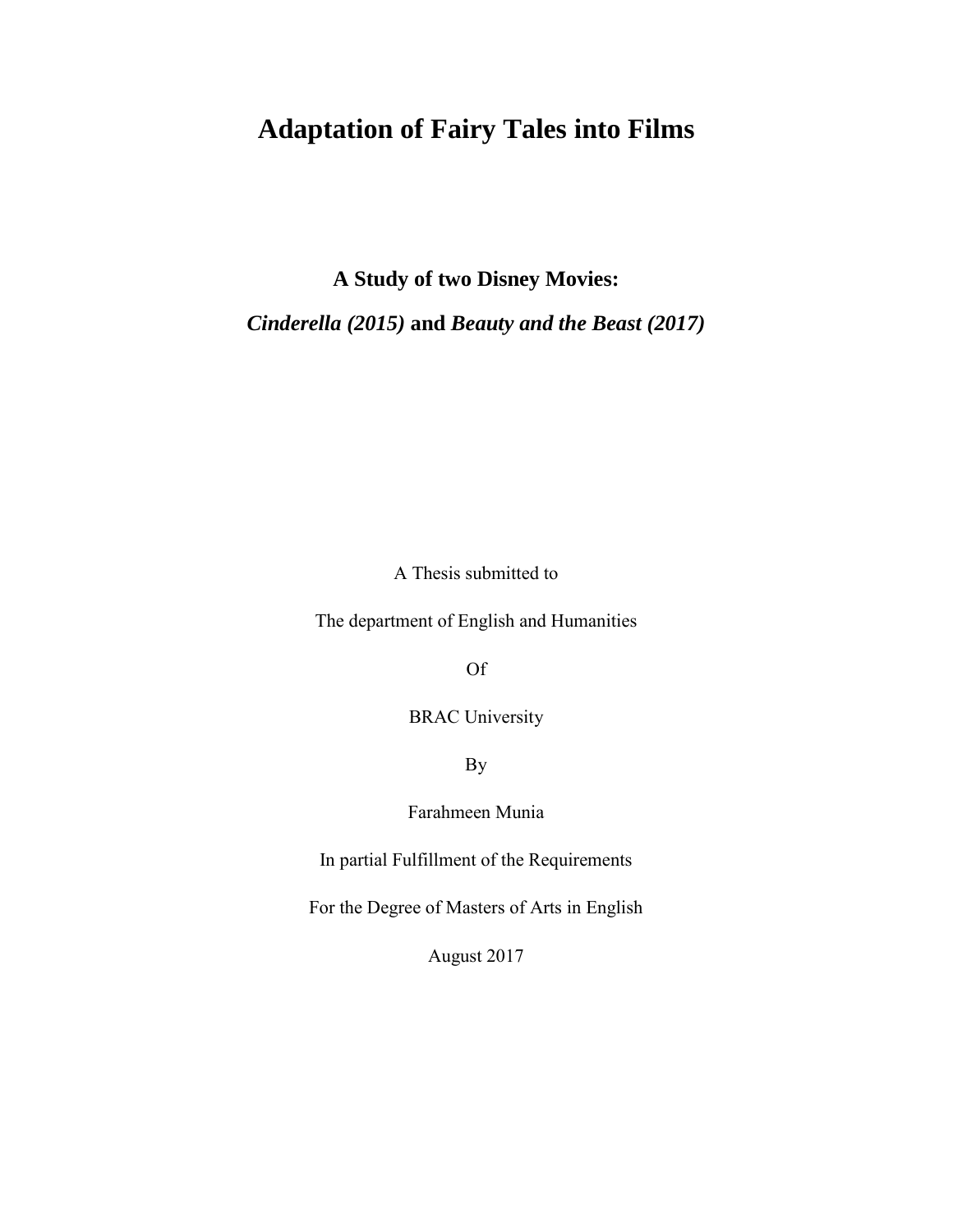# Adaptation of Fairy Tales into Films

## A Study of two Disney Movies:

## *Cinderella (2015)* and *Beauty and the Beast (2017)*

A Thesis submitted to

The department of English and Humanities

Of

BRAC University

By

Farahmeen Munia

In partial Fulfillment of the Requirements

For the Degree of Masters of Arts in English

August 2017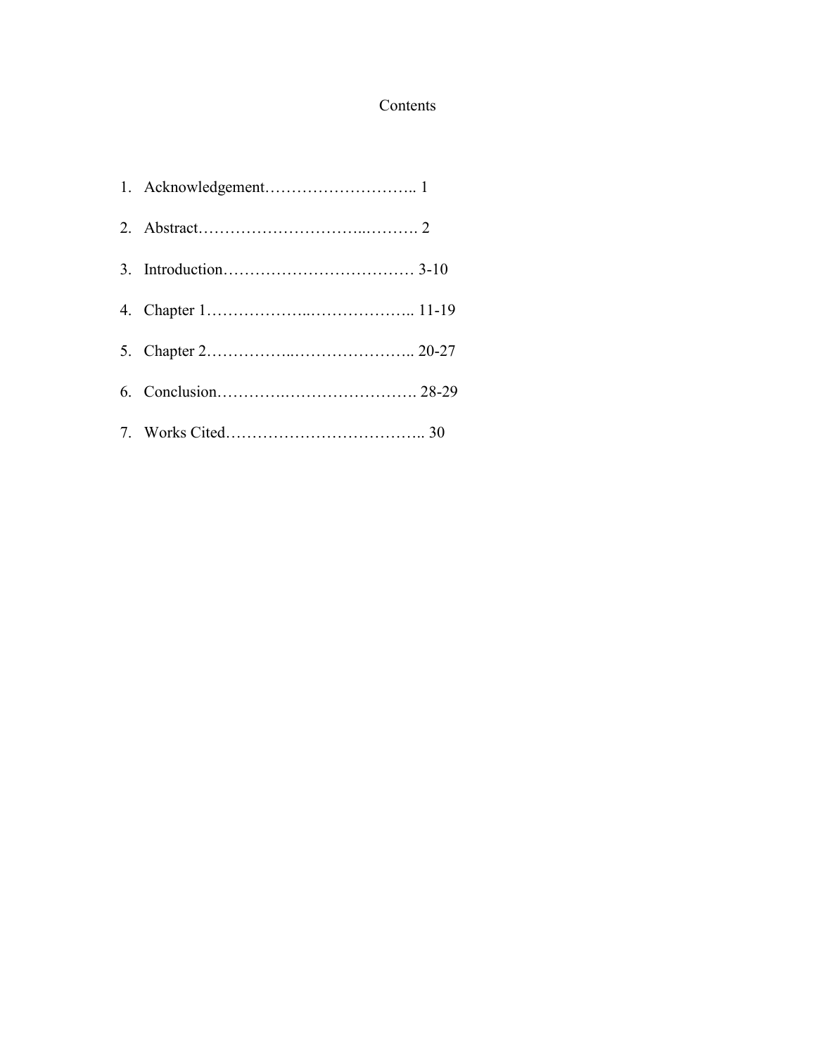# Contents

1. Acknowledgement……………………….. 1
2. Abstract…………………………..………. 2
3. Introduction……………………………… 3-10
4. Chapter 1………………..……………….. 11-19
5. Chapter 2……………..………………….. 20-27
6. Conclusion…………….…………………. 28-29
7. Works Cited……………………………….. 30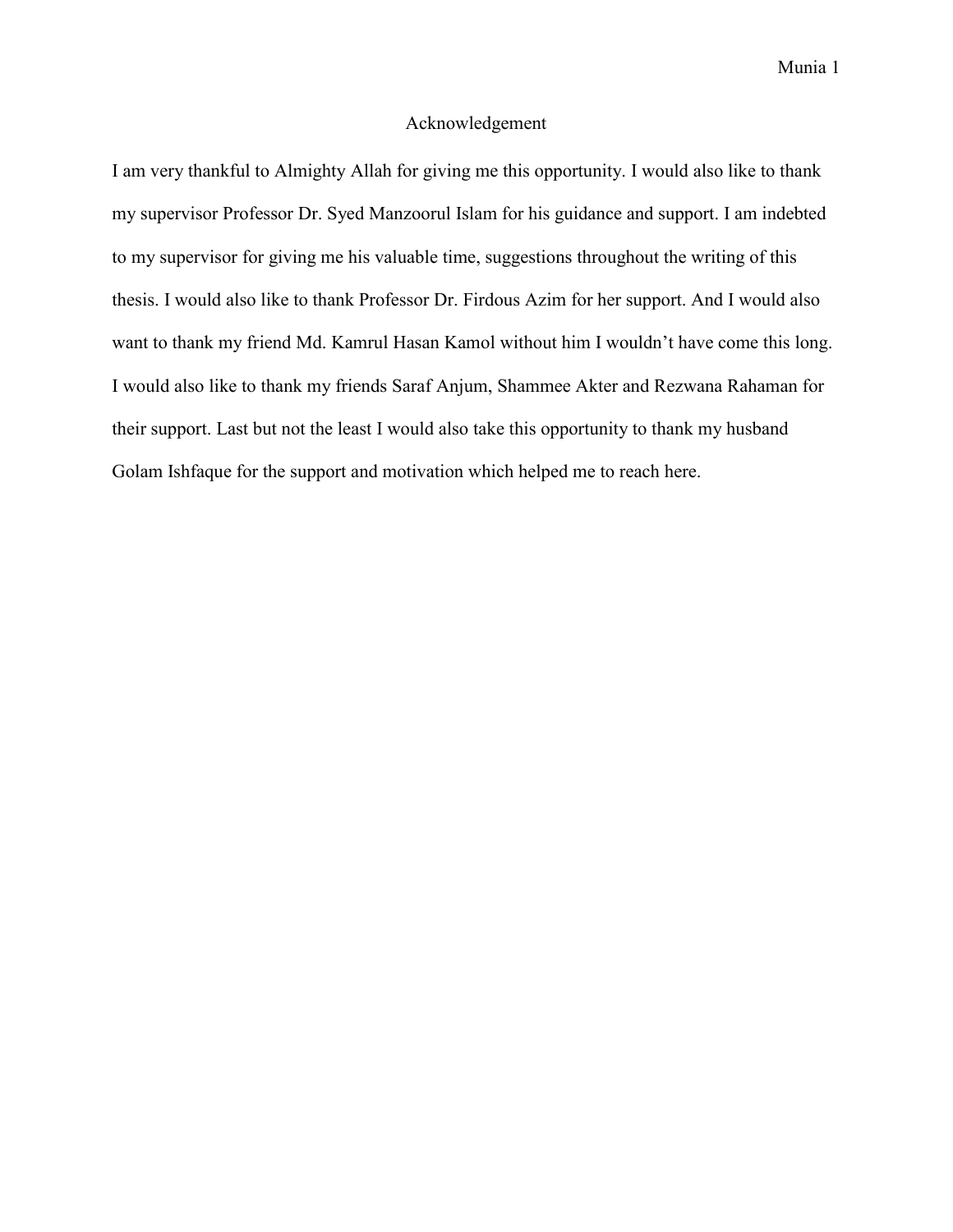# Acknowledgement

I am very thankful to Almighty Allah for giving me this opportunity. I would also like to thank my supervisor Professor Dr. Syed Manzoorul Islam for his guidance and support. I am indebted to my supervisor for giving me his valuable time, suggestions throughout the writing of this thesis. I would also like to thank Professor Dr. Firdous Azim for her support. And I would also want to thank my friend Md. Kamrul Hasan Kamol without him I wouldn't have come this long. I would also like to thank my friends Saraf Anjum, Shammee Akter and Rezwana Rahaman for their support. Last but not the least I would also take this opportunity to thank my husband Golam Ishfaque for the support and motivation which helped me to reach here.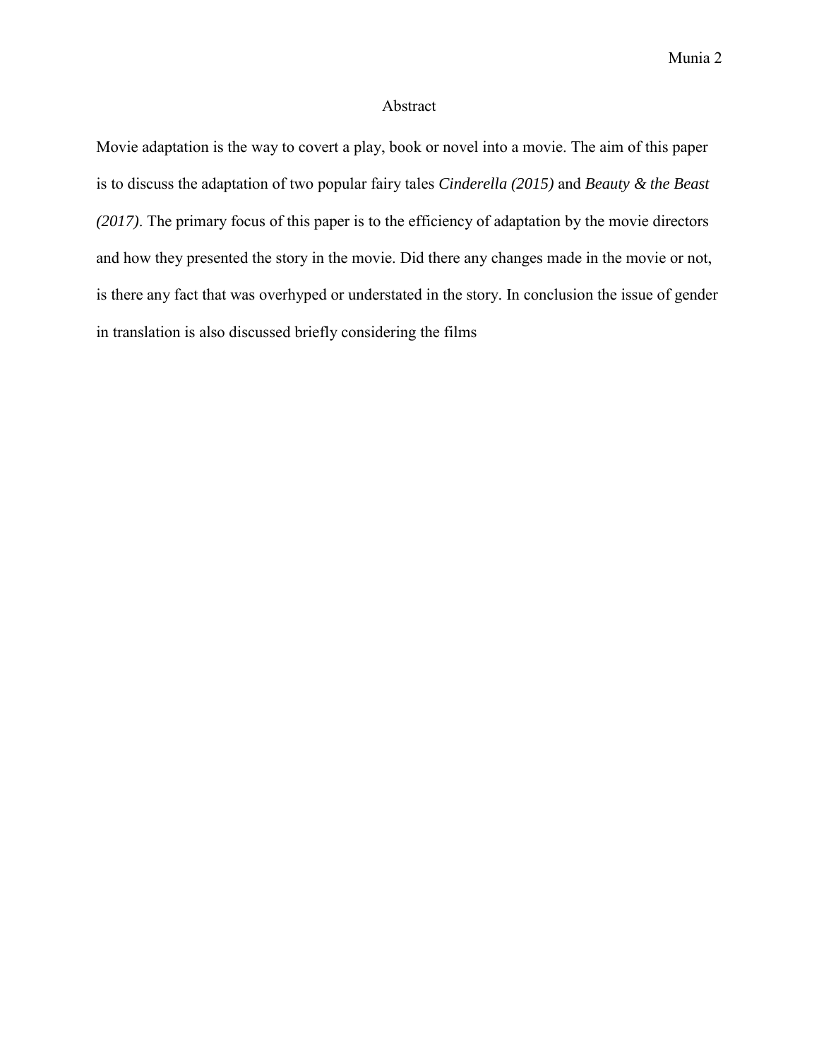# Abstract

Movie adaptation is the way to covert a play, book or novel into a movie. The aim of this paper is to discuss the adaptation of two popular fairy tales *Cinderella (2015)* and *Beauty & the Beast (2017)*. The primary focus of this paper is to the efficiency of adaptation by the movie directors and how they presented the story in the movie. Did there any changes made in the movie or not, is there any fact that was overhyped or understated in the story. In conclusion the issue of gender in translation is also discussed briefly considering the films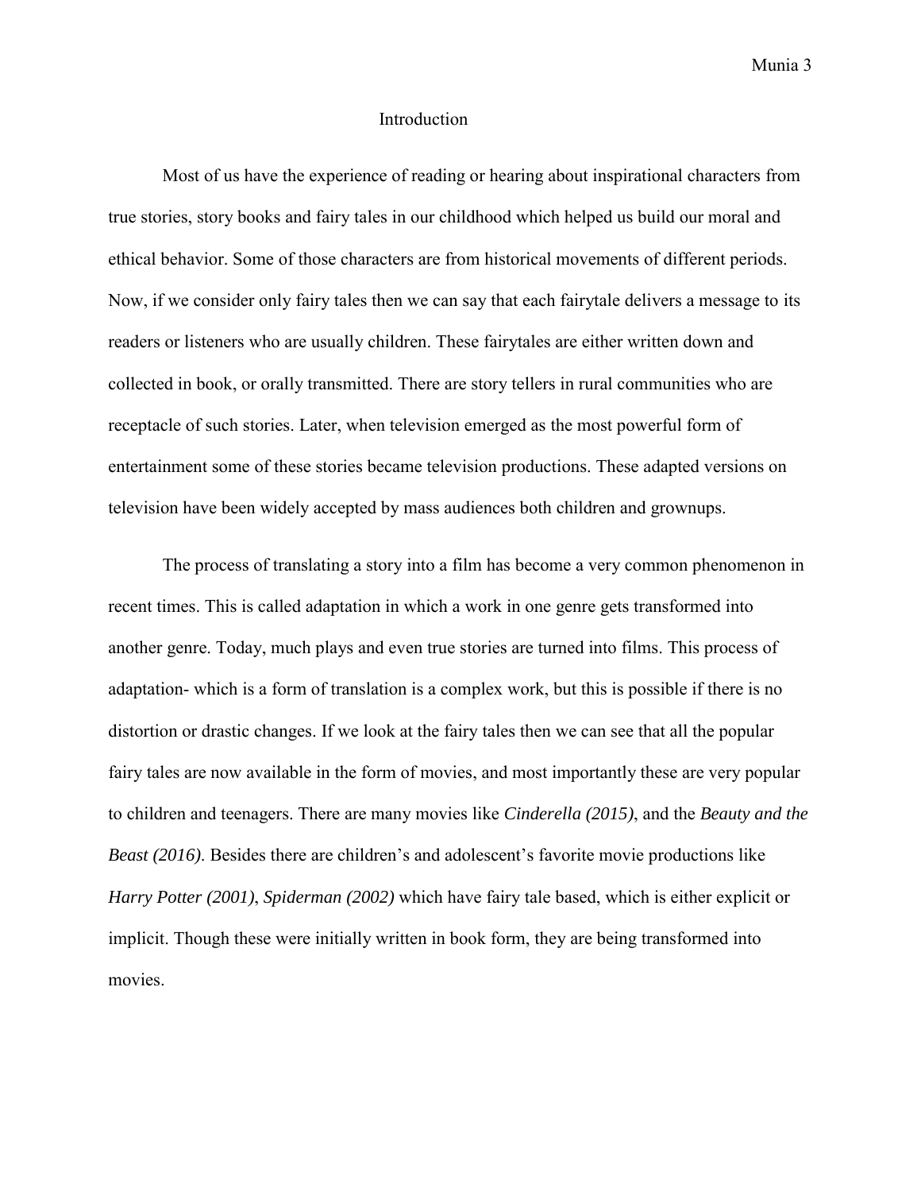# Introduction

Most of us have the experience of reading or hearing about inspirational characters from true stories, story books and fairy tales in our childhood which helped us build our moral and ethical behavior. Some of those characters are from historical movements of different periods. Now, if we consider only fairy tales then we can say that each fairytale delivers a message to its readers or listeners who are usually children. These fairytales are either written down and collected in book, or orally transmitted. There are story tellers in rural communities who are receptacle of such stories. Later, when television emerged as the most powerful form of entertainment some of these stories became television productions. These adapted versions on television have been widely accepted by mass audiences both children and grownups.

The process of translating a story into a film has become a very common phenomenon in recent times. This is called adaptation in which a work in one genre gets transformed into another genre. Today, much plays and even true stories are turned into films. This process of adaptation- which is a form of translation is a complex work, but this is possible if there is no distortion or drastic changes. If we look at the fairy tales then we can see that all the popular fairy tales are now available in the form of movies, and most importantly these are very popular to children and teenagers. There are many movies like *Cinderella (2015)*, and the *Beauty and the Beast (2016)*. Besides there are children's and adolescent's favorite movie productions like *Harry Potter (2001)*, *Spiderman (2002)* which have fairy tale based, which is either explicit or implicit. Though these were initially written in book form, they are being transformed into movies.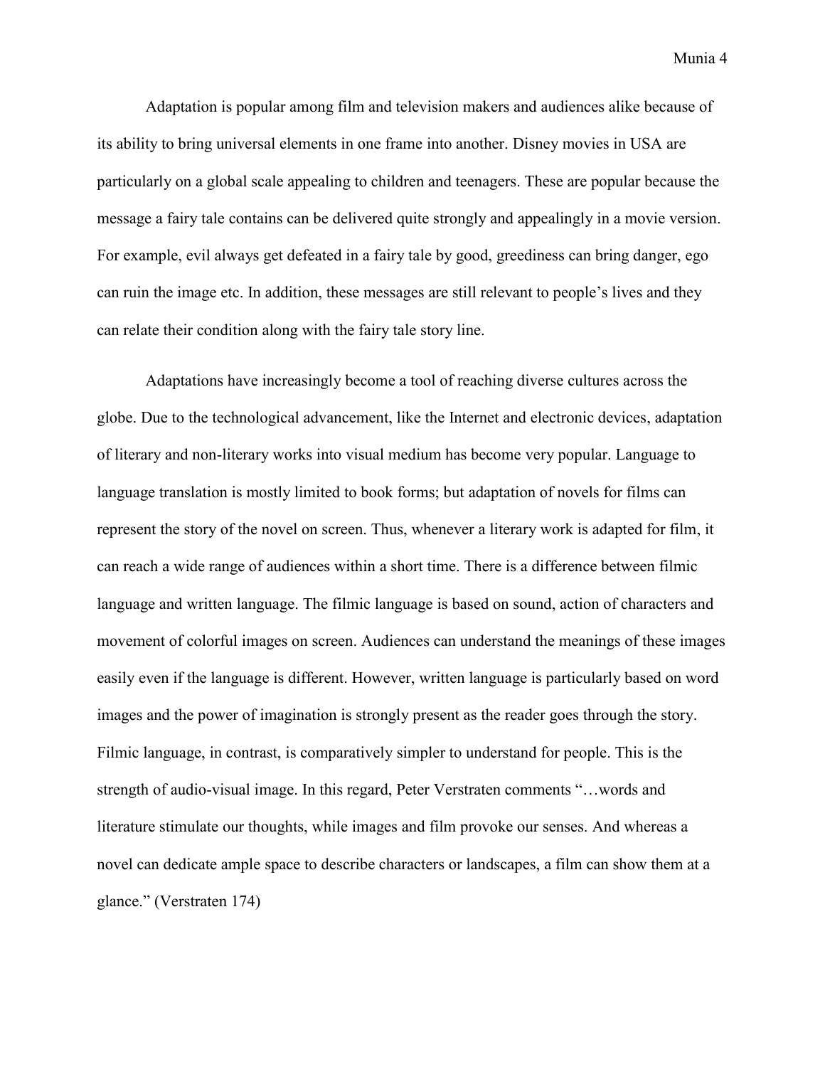Adaptation is popular among film and television makers and audiences alike because of its ability to bring universal elements in one frame into another. Disney movies in USA are particularly on a global scale appealing to children and teenagers. These are popular because the message a fairy tale contains can be delivered quite strongly and appealingly in a movie version. For example, evil always get defeated in a fairy tale by good, greediness can bring danger, ego can ruin the image etc. In addition, these messages are still relevant to people's lives and they can relate their condition along with the fairy tale story line.

Adaptations have increasingly become a tool of reaching diverse cultures across the globe. Due to the technological advancement, like the Internet and electronic devices, adaptation of literary and non-literary works into visual medium has become very popular. Language to language translation is mostly limited to book forms; but adaptation of novels for films can represent the story of the novel on screen. Thus, whenever a literary work is adapted for film, it can reach a wide range of audiences within a short time. There is a difference between filmic language and written language. The filmic language is based on sound, action of characters and movement of colorful images on screen. Audiences can understand the meanings of these images easily even if the language is different. However, written language is particularly based on word images and the power of imagination is strongly present as the reader goes through the story. Filmic language, in contrast, is comparatively simpler to understand for people. This is the strength of audio-visual image. In this regard, Peter Verstraten comments "…words and literature stimulate our thoughts, while images and film provoke our senses. And whereas a novel can dedicate ample space to describe characters or landscapes, a film can show them at a glance." (Verstraten 174)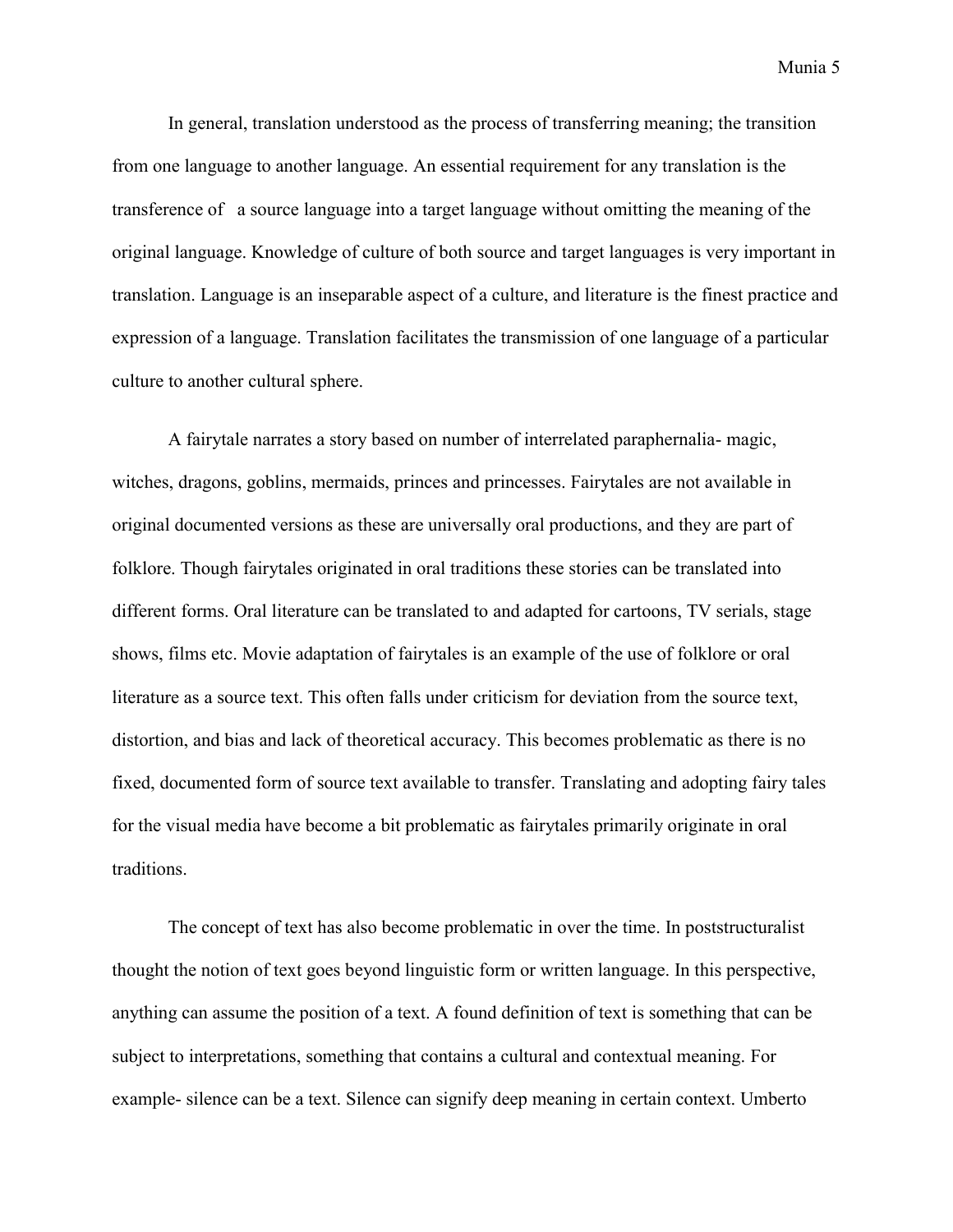In general, translation understood as the process of transferring meaning; the transition from one language to another language. An essential requirement for any translation is the transference of a source language into a target language without omitting the meaning of the original language. Knowledge of culture of both source and target languages is very important in translation. Language is an inseparable aspect of a culture, and literature is the finest practice and expression of a language. Translation facilitates the transmission of one language of a particular culture to another cultural sphere.

A fairytale narrates a story based on number of interrelated paraphernalia- magic, witches, dragons, goblins, mermaids, princes and princesses. Fairytales are not available in original documented versions as these are universally oral productions, and they are part of folklore. Though fairytales originated in oral traditions these stories can be translated into different forms. Oral literature can be translated to and adapted for cartoons, TV serials, stage shows, films etc. Movie adaptation of fairytales is an example of the use of folklore or oral literature as a source text. This often falls under criticism for deviation from the source text, distortion, and bias and lack of theoretical accuracy. This becomes problematic as there is no fixed, documented form of source text available to transfer. Translating and adopting fairy tales for the visual media have become a bit problematic as fairytales primarily originate in oral traditions.

The concept of text has also become problematic in over the time. In poststructuralist thought the notion of text goes beyond linguistic form or written language. In this perspective, anything can assume the position of a text. A found definition of text is something that can be subject to interpretations, something that contains a cultural and contextual meaning. For example- silence can be a text. Silence can signify deep meaning in certain context. Umberto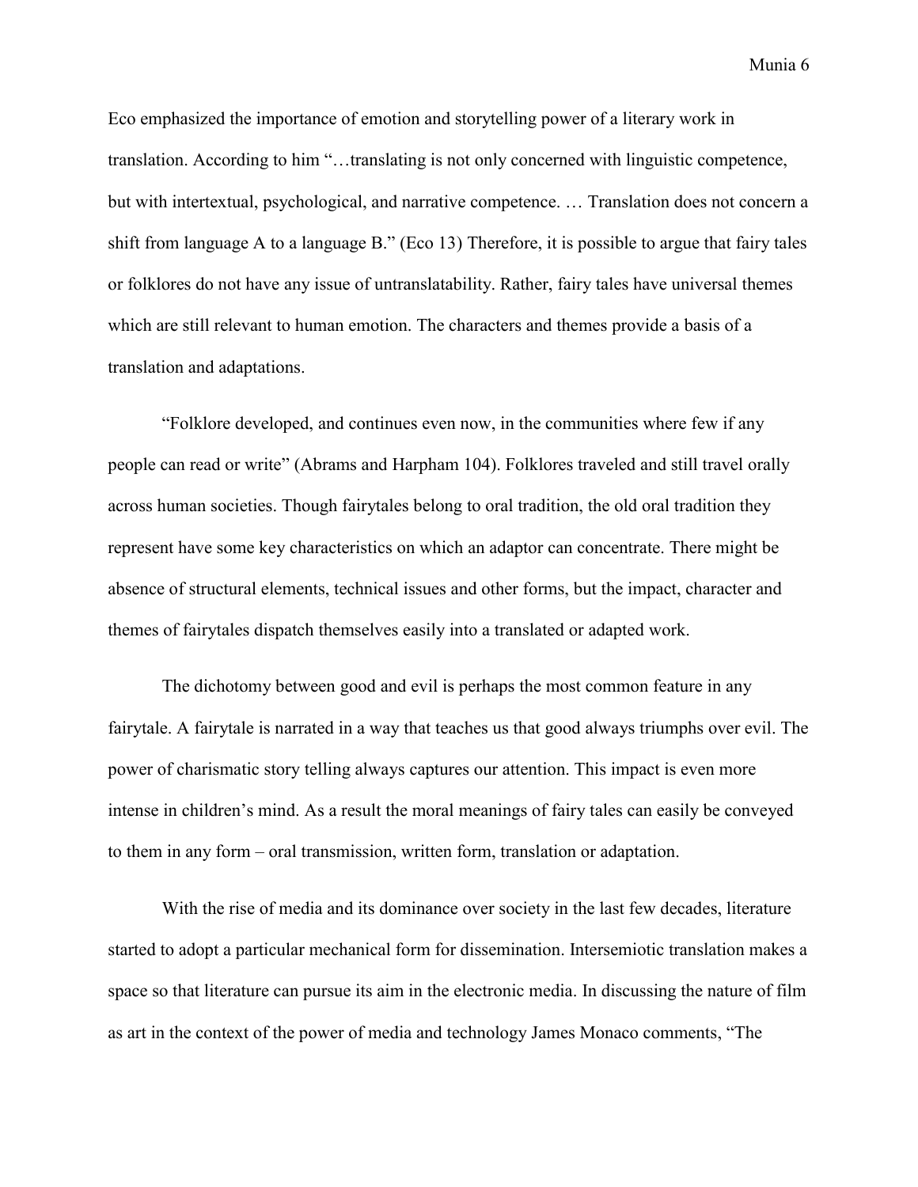Eco emphasized the importance of emotion and storytelling power of a literary work in translation. According to him "…translating is not only concerned with linguistic competence, but with intertextual, psychological, and narrative competence. … Translation does not concern a shift from language A to a language B." (Eco 13) Therefore, it is possible to argue that fairy tales or folklores do not have any issue of untranslatability. Rather, fairy tales have universal themes which are still relevant to human emotion. The characters and themes provide a basis of a translation and adaptations.

"Folklore developed, and continues even now, in the communities where few if any people can read or write" (Abrams and Harpham 104). Folklores traveled and still travel orally across human societies. Though fairytales belong to oral tradition, the old oral tradition they represent have some key characteristics on which an adaptor can concentrate. There might be absence of structural elements, technical issues and other forms, but the impact, character and themes of fairytales dispatch themselves easily into a translated or adapted work.

The dichotomy between good and evil is perhaps the most common feature in any fairytale. A fairytale is narrated in a way that teaches us that good always triumphs over evil. The power of charismatic story telling always captures our attention. This impact is even more intense in children's mind. As a result the moral meanings of fairy tales can easily be conveyed to them in any form – oral transmission, written form, translation or adaptation.

With the rise of media and its dominance over society in the last few decades, literature started to adopt a particular mechanical form for dissemination. Intersemiotic translation makes a space so that literature can pursue its aim in the electronic media. In discussing the nature of film as art in the context of the power of media and technology James Monaco comments, "The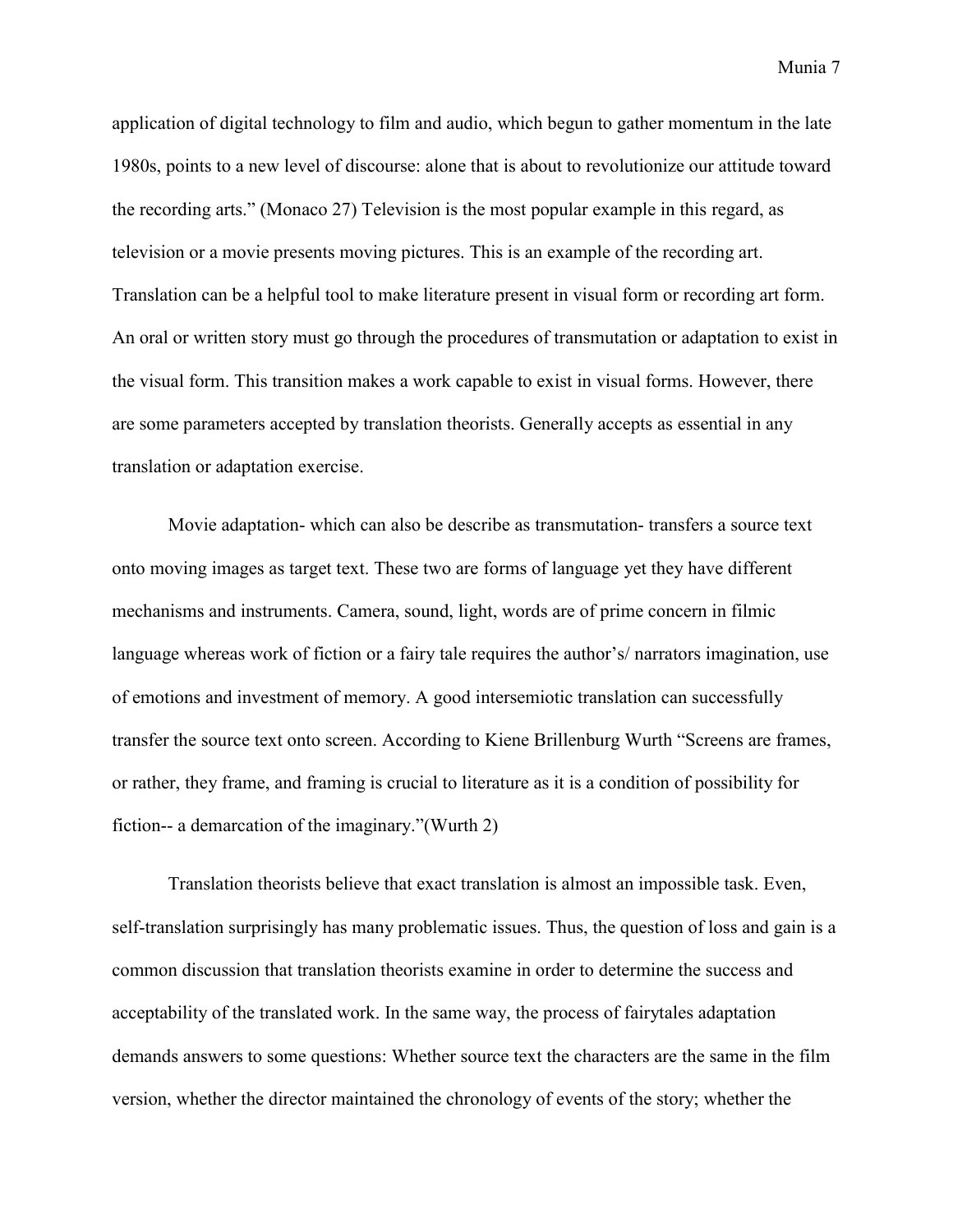application of digital technology to film and audio, which begun to gather momentum in the late 1980s, points to a new level of discourse: alone that is about to revolutionize our attitude toward the recording arts." (Monaco 27) Television is the most popular example in this regard, as television or a movie presents moving pictures. This is an example of the recording art. Translation can be a helpful tool to make literature present in visual form or recording art form. An oral or written story must go through the procedures of transmutation or adaptation to exist in the visual form. This transition makes a work capable to exist in visual forms. However, there are some parameters accepted by translation theorists. Generally accepts as essential in any translation or adaptation exercise.

Movie adaptation- which can also be describe as transmutation- transfers a source text onto moving images as target text. These two are forms of language yet they have different mechanisms and instruments. Camera, sound, light, words are of prime concern in filmic language whereas work of fiction or a fairy tale requires the author's/ narrators imagination, use of emotions and investment of memory. A good intersemiotic translation can successfully transfer the source text onto screen. According to Kiene Brillenburg Wurth "Screens are frames, or rather, they frame, and framing is crucial to literature as it is a condition of possibility for fiction-- a demarcation of the imaginary."(Wurth 2)

Translation theorists believe that exact translation is almost an impossible task. Even, self-translation surprisingly has many problematic issues. Thus, the question of loss and gain is a common discussion that translation theorists examine in order to determine the success and acceptability of the translated work. In the same way, the process of fairytales adaptation demands answers to some questions: Whether source text the characters are the same in the film version, whether the director maintained the chronology of events of the story; whether the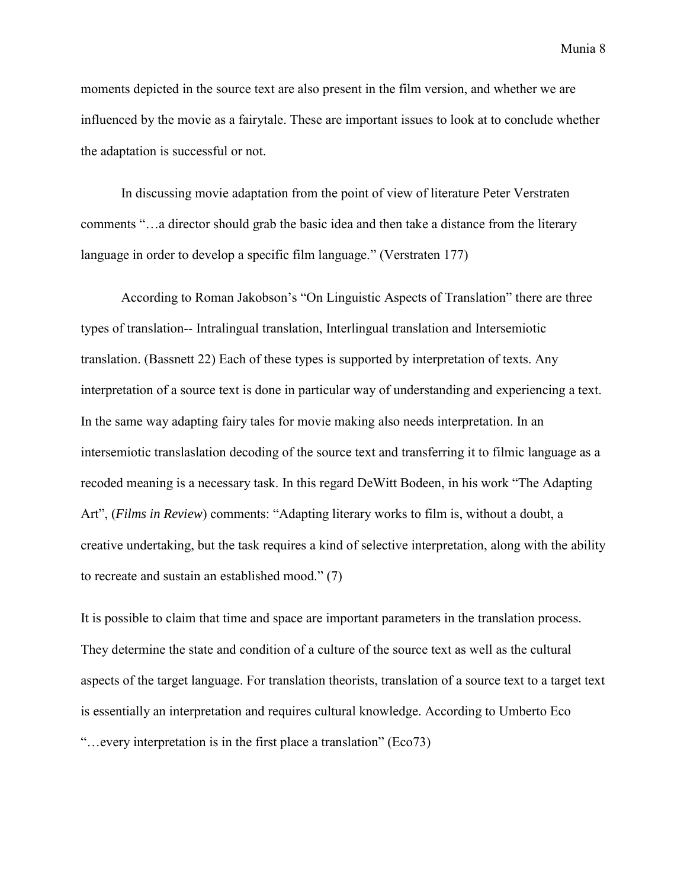moments depicted in the source text are also present in the film version, and whether we are influenced by the movie as a fairytale. These are important issues to look at to conclude whether the adaptation is successful or not.

In discussing movie adaptation from the point of view of literature Peter Verstraten comments "…a director should grab the basic idea and then take a distance from the literary language in order to develop a specific film language." (Verstraten 177)

According to Roman Jakobson's "On Linguistic Aspects of Translation" there are three types of translation-- Intralingual translation, Interlingual translation and Intersemiotic translation. (Bassnett 22) Each of these types is supported by interpretation of texts. Any interpretation of a source text is done in particular way of understanding and experiencing a text. In the same way adapting fairy tales for movie making also needs interpretation. In an intersemiotic translaslation decoding of the source text and transferring it to filmic language as a recoded meaning is a necessary task. In this regard DeWitt Bodeen, in his work "The Adapting Art", (*Films in Review*) comments: "Adapting literary works to film is, without a doubt, a creative undertaking, but the task requires a kind of selective interpretation, along with the ability to recreate and sustain an established mood." (7)

It is possible to claim that time and space are important parameters in the translation process. They determine the state and condition of a culture of the source text as well as the cultural aspects of the target language. For translation theorists, translation of a source text to a target text is essentially an interpretation and requires cultural knowledge. According to Umberto Eco "…every interpretation is in the first place a translation" (Eco73)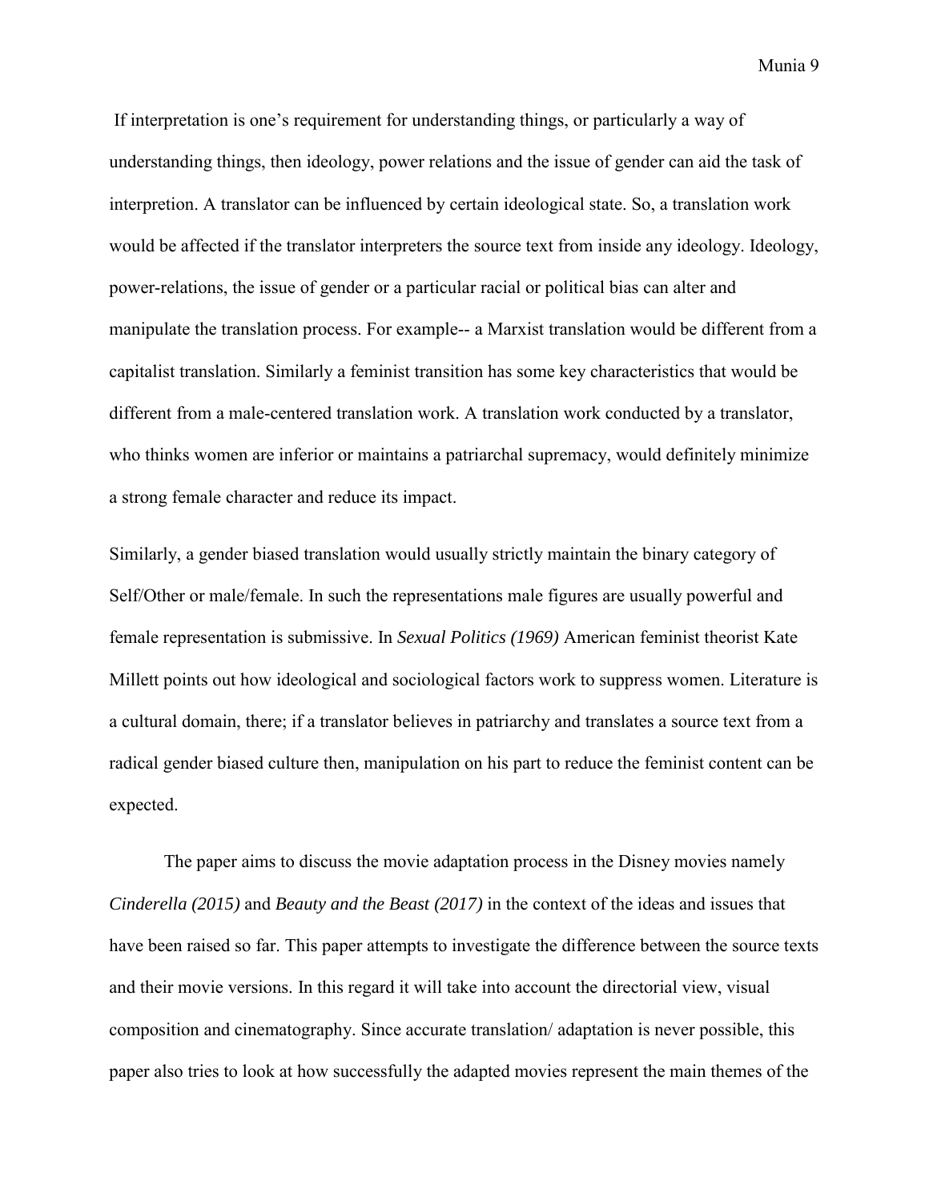If interpretation is one's requirement for understanding things, or particularly a way of understanding things, then ideology, power relations and the issue of gender can aid the task of interpretion. A translator can be influenced by certain ideological state. So, a translation work would be affected if the translator interpreters the source text from inside any ideology. Ideology, power-relations, the issue of gender or a particular racial or political bias can alter and manipulate the translation process. For example-- a Marxist translation would be different from a capitalist translation. Similarly a feminist transition has some key characteristics that would be different from a male-centered translation work. A translation work conducted by a translator, who thinks women are inferior or maintains a patriarchal supremacy, would definitely minimize a strong female character and reduce its impact.

Similarly, a gender biased translation would usually strictly maintain the binary category of Self/Other or male/female. In such the representations male figures are usually powerful and female representation is submissive. In *Sexual Politics (1969)* American feminist theorist Kate Millett points out how ideological and sociological factors work to suppress women. Literature is a cultural domain, there; if a translator believes in patriarchy and translates a source text from a radical gender biased culture then, manipulation on his part to reduce the feminist content can be expected.

The paper aims to discuss the movie adaptation process in the Disney movies namely *Cinderella (2015)* and *Beauty and the Beast (2017)* in the context of the ideas and issues that have been raised so far. This paper attempts to investigate the difference between the source texts and their movie versions. In this regard it will take into account the directorial view, visual composition and cinematography. Since accurate translation/ adaptation is never possible, this paper also tries to look at how successfully the adapted movies represent the main themes of the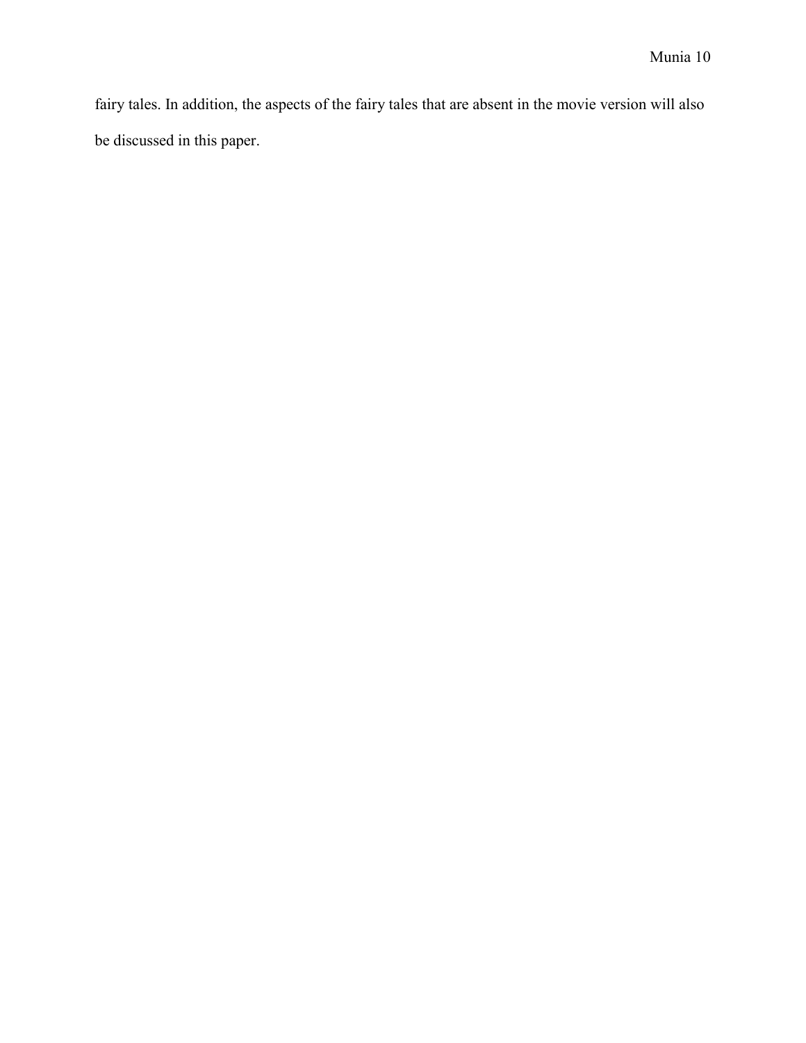fairy tales. In addition, the aspects of the fairy tales that are absent in the movie version will also be discussed in this paper.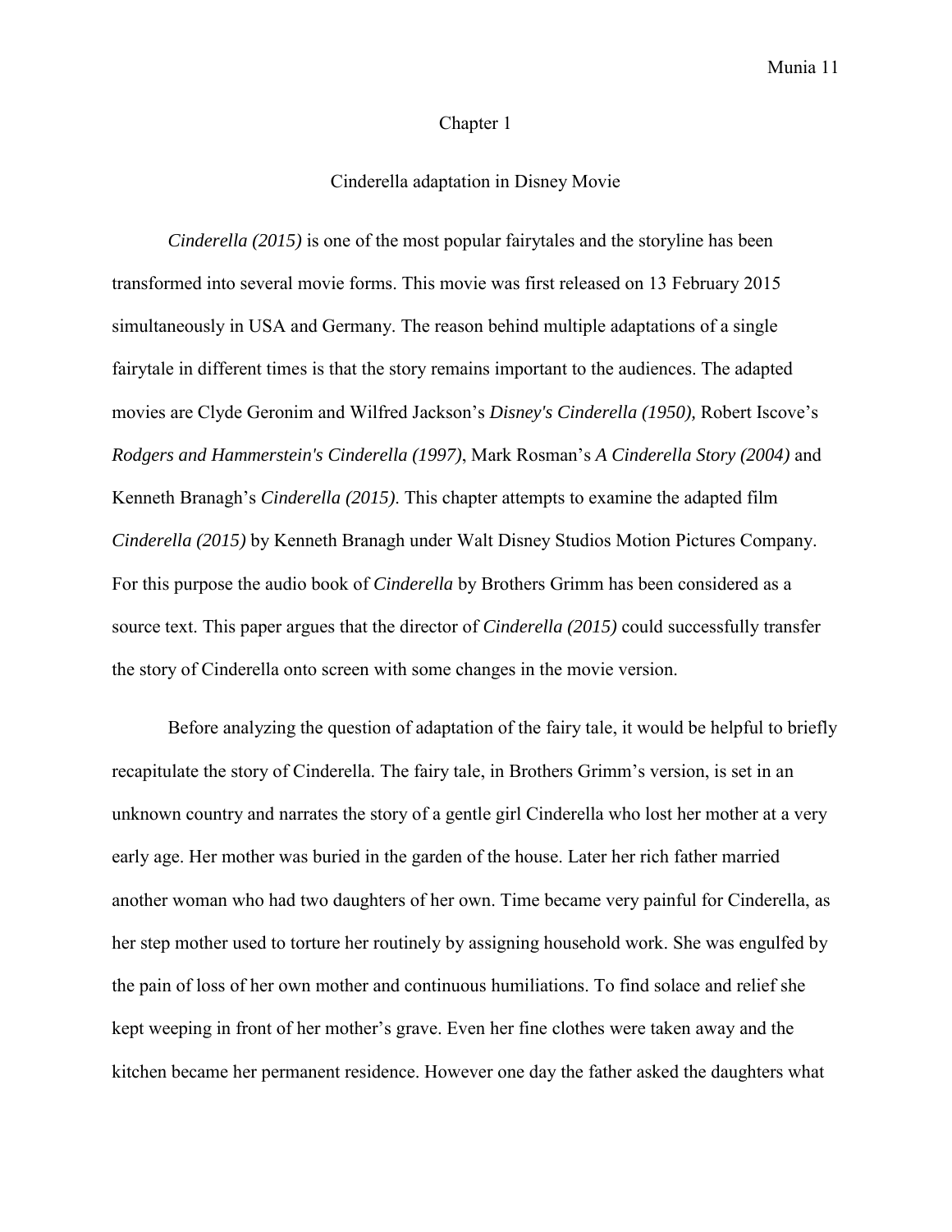# Chapter 1

## Cinderella adaptation in Disney Movie

*Cinderella (2015)* is one of the most popular fairytales and the storyline has been transformed into several movie forms. This movie was first released on 13 February 2015 simultaneously in USA and Germany. The reason behind multiple adaptations of a single fairytale in different times is that the story remains important to the audiences. The adapted movies are Clyde Geronim and Wilfred Jackson's *Disney's Cinderella (1950),* Robert Iscove's *Rodgers and Hammerstein's Cinderella (1997)*, Mark Rosman's *A Cinderella Story (2004)* and Kenneth Branagh's *Cinderella (2015)*. This chapter attempts to examine the adapted film *Cinderella (2015)* by Kenneth Branagh under Walt Disney Studios Motion Pictures Company. For this purpose the audio book of *Cinderella* by Brothers Grimm has been considered as a source text. This paper argues that the director of *Cinderella (2015)* could successfully transfer the story of Cinderella onto screen with some changes in the movie version.

Before analyzing the question of adaptation of the fairy tale, it would be helpful to briefly recapitulate the story of Cinderella. The fairy tale, in Brothers Grimm's version, is set in an unknown country and narrates the story of a gentle girl Cinderella who lost her mother at a very early age. Her mother was buried in the garden of the house. Later her rich father married another woman who had two daughters of her own. Time became very painful for Cinderella, as her step mother used to torture her routinely by assigning household work. She was engulfed by the pain of loss of her own mother and continuous humiliations. To find solace and relief she kept weeping in front of her mother's grave. Even her fine clothes were taken away and the kitchen became her permanent residence. However one day the father asked the daughters what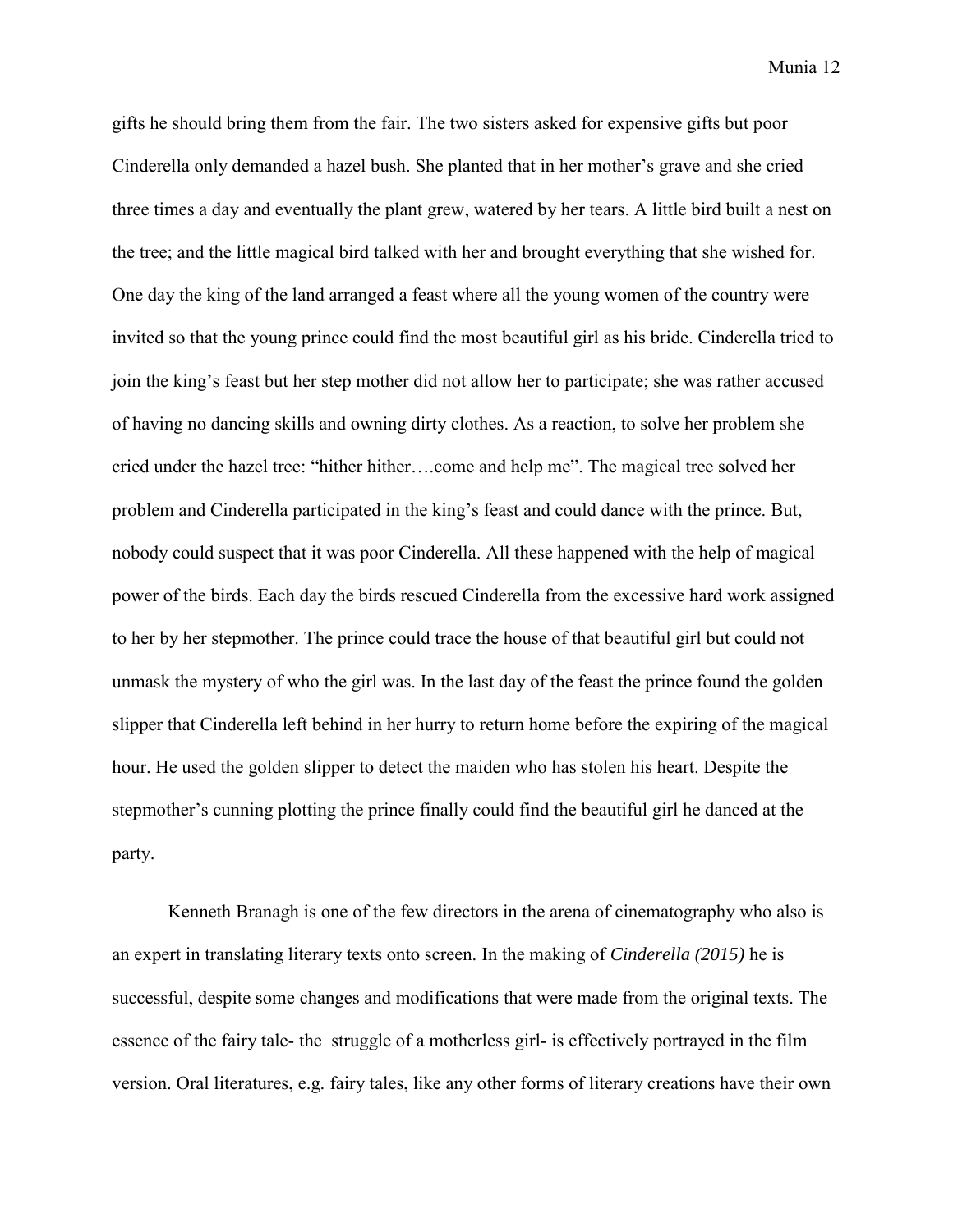gifts he should bring them from the fair. The two sisters asked for expensive gifts but poor Cinderella only demanded a hazel bush. She planted that in her mother's grave and she cried three times a day and eventually the plant grew, watered by her tears. A little bird built a nest on the tree; and the little magical bird talked with her and brought everything that she wished for. One day the king of the land arranged a feast where all the young women of the country were invited so that the young prince could find the most beautiful girl as his bride. Cinderella tried to join the king's feast but her step mother did not allow her to participate; she was rather accused of having no dancing skills and owning dirty clothes. As a reaction, to solve her problem she cried under the hazel tree: "hither hither….come and help me". The magical tree solved her problem and Cinderella participated in the king's feast and could dance with the prince. But, nobody could suspect that it was poor Cinderella. All these happened with the help of magical power of the birds. Each day the birds rescued Cinderella from the excessive hard work assigned to her by her stepmother. The prince could trace the house of that beautiful girl but could not unmask the mystery of who the girl was. In the last day of the feast the prince found the golden slipper that Cinderella left behind in her hurry to return home before the expiring of the magical hour. He used the golden slipper to detect the maiden who has stolen his heart. Despite the stepmother's cunning plotting the prince finally could find the beautiful girl he danced at the party.

Kenneth Branagh is one of the few directors in the arena of cinematography who also is an expert in translating literary texts onto screen. In the making of *Cinderella (2015)* he is successful, despite some changes and modifications that were made from the original texts. The essence of the fairy tale- the struggle of a motherless girl- is effectively portrayed in the film version. Oral literatures, e.g. fairy tales, like any other forms of literary creations have their own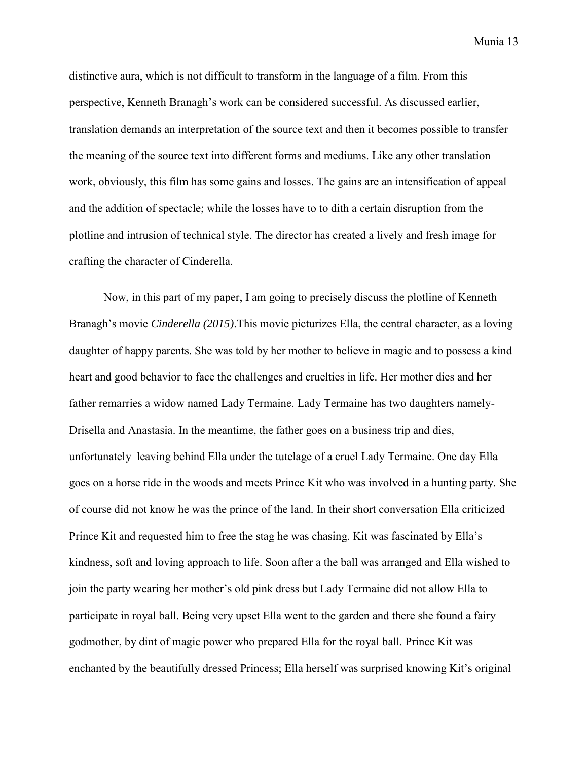distinctive aura, which is not difficult to transform in the language of a film. From this perspective, Kenneth Branagh's work can be considered successful. As discussed earlier, translation demands an interpretation of the source text and then it becomes possible to transfer the meaning of the source text into different forms and mediums. Like any other translation work, obviously, this film has some gains and losses. The gains are an intensification of appeal and the addition of spectacle; while the losses have to to dith a certain disruption from the plotline and intrusion of technical style. The director has created a lively and fresh image for crafting the character of Cinderella.

Now, in this part of my paper, I am going to precisely discuss the plotline of Kenneth Branagh's movie *Cinderella (2015)*.This movie picturizes Ella, the central character, as a loving daughter of happy parents. She was told by her mother to believe in magic and to possess a kind heart and good behavior to face the challenges and cruelties in life. Her mother dies and her father remarries a widow named Lady Termaine. Lady Termaine has two daughters namely- Drisella and Anastasia. In the meantime, the father goes on a business trip and dies, unfortunately leaving behind Ella under the tutelage of a cruel Lady Termaine. One day Ella goes on a horse ride in the woods and meets Prince Kit who was involved in a hunting party. She of course did not know he was the prince of the land. In their short conversation Ella criticized Prince Kit and requested him to free the stag he was chasing. Kit was fascinated by Ella's kindness, soft and loving approach to life. Soon after a the ball was arranged and Ella wished to join the party wearing her mother's old pink dress but Lady Termaine did not allow Ella to participate in royal ball. Being very upset Ella went to the garden and there she found a fairy godmother, by dint of magic power who prepared Ella for the royal ball. Prince Kit was enchanted by the beautifully dressed Princess; Ella herself was surprised knowing Kit's original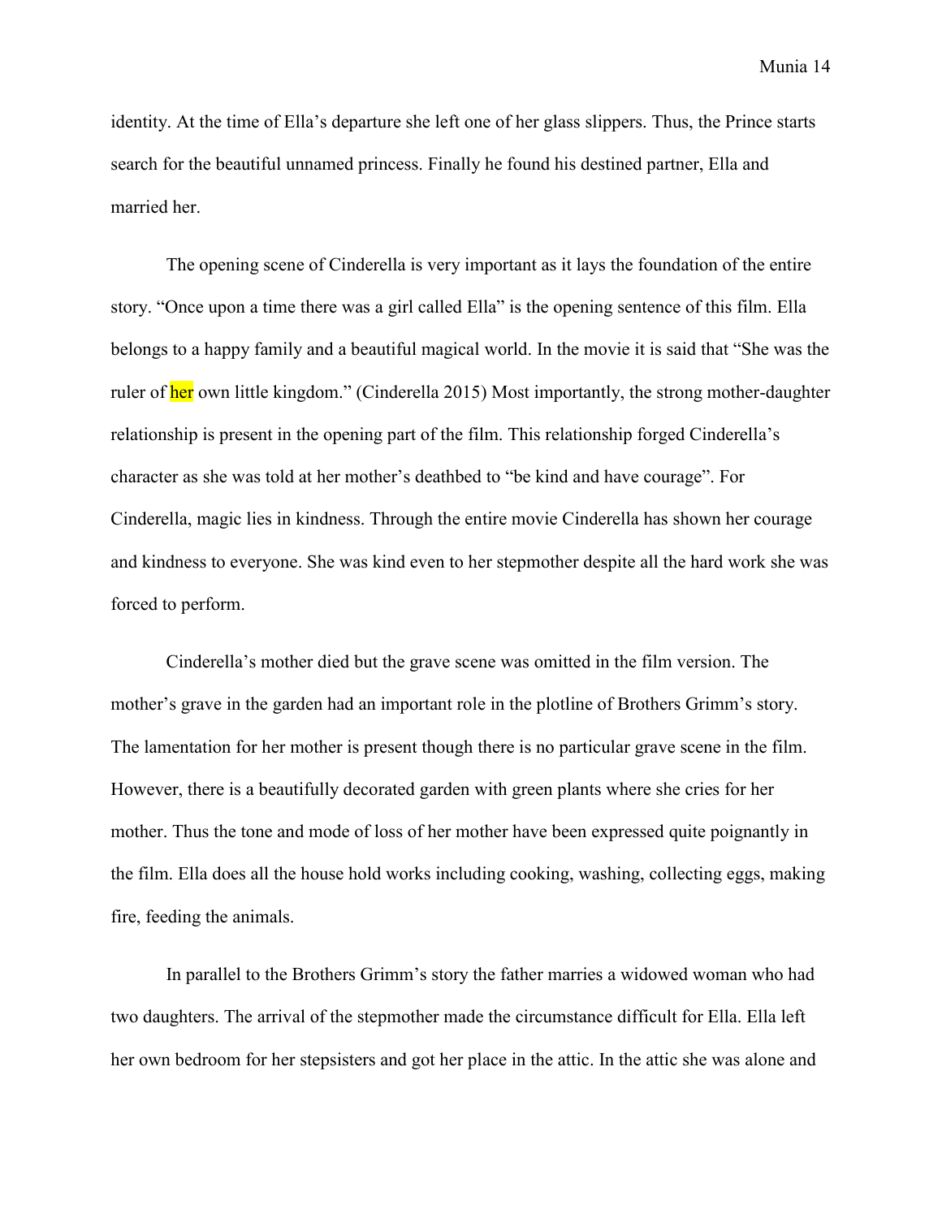identity. At the time of Ella's departure she left one of her glass slippers. Thus, the Prince starts search for the beautiful unnamed princess. Finally he found his destined partner, Ella and married her.

The opening scene of Cinderella is very important as it lays the foundation of the entire story. "Once upon a time there was a girl called Ella" is the opening sentence of this film. Ella belongs to a happy family and a beautiful magical world. In the movie it is said that "She was the ruler of her own little kingdom." (Cinderella 2015) Most importantly, the strong mother-daughter relationship is present in the opening part of the film. This relationship forged Cinderella's character as she was told at her mother's deathbed to "be kind and have courage". For Cinderella, magic lies in kindness. Through the entire movie Cinderella has shown her courage and kindness to everyone. She was kind even to her stepmother despite all the hard work she was forced to perform.

Cinderella's mother died but the grave scene was omitted in the film version. The mother's grave in the garden had an important role in the plotline of Brothers Grimm's story. The lamentation for her mother is present though there is no particular grave scene in the film. However, there is a beautifully decorated garden with green plants where she cries for her mother. Thus the tone and mode of loss of her mother have been expressed quite poignantly in the film. Ella does all the house hold works including cooking, washing, collecting eggs, making fire, feeding the animals.

In parallel to the Brothers Grimm's story the father marries a widowed woman who had two daughters. The arrival of the stepmother made the circumstance difficult for Ella. Ella left her own bedroom for her stepsisters and got her place in the attic. In the attic she was alone and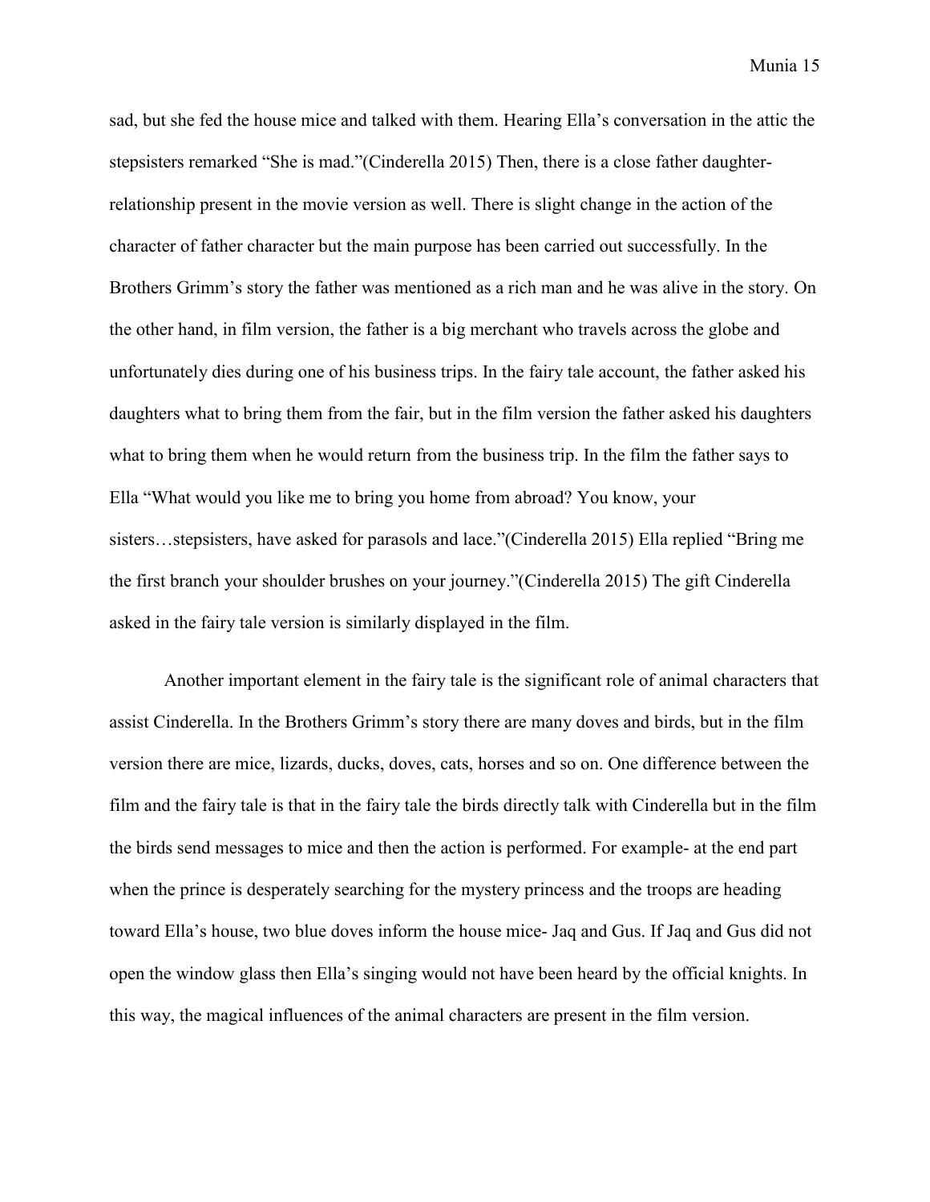sad, but she fed the house mice and talked with them. Hearing Ella's conversation in the attic the stepsisters remarked "She is mad."(Cinderella 2015) Then, there is a close father daughter-relationship present in the movie version as well. There is slight change in the action of the character of father character but the main purpose has been carried out successfully. In the Brothers Grimm's story the father was mentioned as a rich man and he was alive in the story. On the other hand, in film version, the father is a big merchant who travels across the globe and unfortunately dies during one of his business trips. In the fairy tale account, the father asked his daughters what to bring them from the fair, but in the film version the father asked his daughters what to bring them when he would return from the business trip. In the film the father says to Ella "What would you like me to bring you home from abroad? You know, your sisters…stepsisters, have asked for parasols and lace."(Cinderella 2015) Ella replied "Bring me the first branch your shoulder brushes on your journey."(Cinderella 2015) The gift Cinderella asked in the fairy tale version is similarly displayed in the film.

Another important element in the fairy tale is the significant role of animal characters that assist Cinderella. In the Brothers Grimm's story there are many doves and birds, but in the film version there are mice, lizards, ducks, doves, cats, horses and so on. One difference between the film and the fairy tale is that in the fairy tale the birds directly talk with Cinderella but in the film the birds send messages to mice and then the action is performed. For example- at the end part when the prince is desperately searching for the mystery princess and the troops are heading toward Ella's house, two blue doves inform the house mice- Jaq and Gus. If Jaq and Gus did not open the window glass then Ella's singing would not have been heard by the official knights. In this way, the magical influences of the animal characters are present in the film version.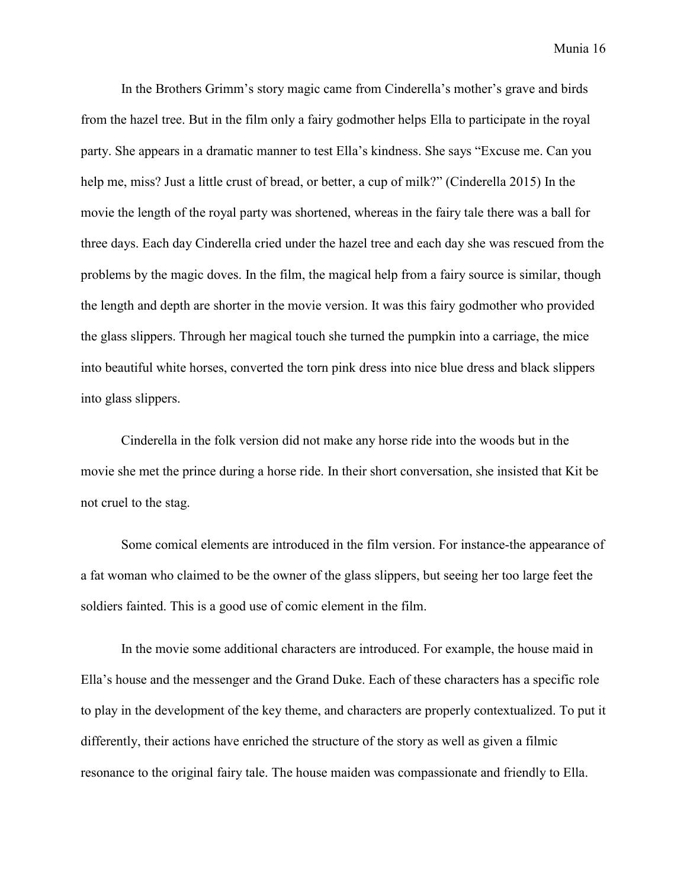In the Brothers Grimm's story magic came from Cinderella's mother's grave and birds from the hazel tree. But in the film only a fairy godmother helps Ella to participate in the royal party. She appears in a dramatic manner to test Ella's kindness. She says "Excuse me. Can you help me, miss? Just a little crust of bread, or better, a cup of milk?" (Cinderella 2015) In the movie the length of the royal party was shortened, whereas in the fairy tale there was a ball for three days. Each day Cinderella cried under the hazel tree and each day she was rescued from the problems by the magic doves. In the film, the magical help from a fairy source is similar, though the length and depth are shorter in the movie version. It was this fairy godmother who provided the glass slippers. Through her magical touch she turned the pumpkin into a carriage, the mice into beautiful white horses, converted the torn pink dress into nice blue dress and black slippers into glass slippers.

Cinderella in the folk version did not make any horse ride into the woods but in the movie she met the prince during a horse ride. In their short conversation, she insisted that Kit be not cruel to the stag.

Some comical elements are introduced in the film version. For instance-the appearance of a fat woman who claimed to be the owner of the glass slippers, but seeing her too large feet the soldiers fainted. This is a good use of comic element in the film.

In the movie some additional characters are introduced. For example, the house maid in Ella's house and the messenger and the Grand Duke. Each of these characters has a specific role to play in the development of the key theme, and characters are properly contextualized. To put it differently, their actions have enriched the structure of the story as well as given a filmic resonance to the original fairy tale. The house maiden was compassionate and friendly to Ella.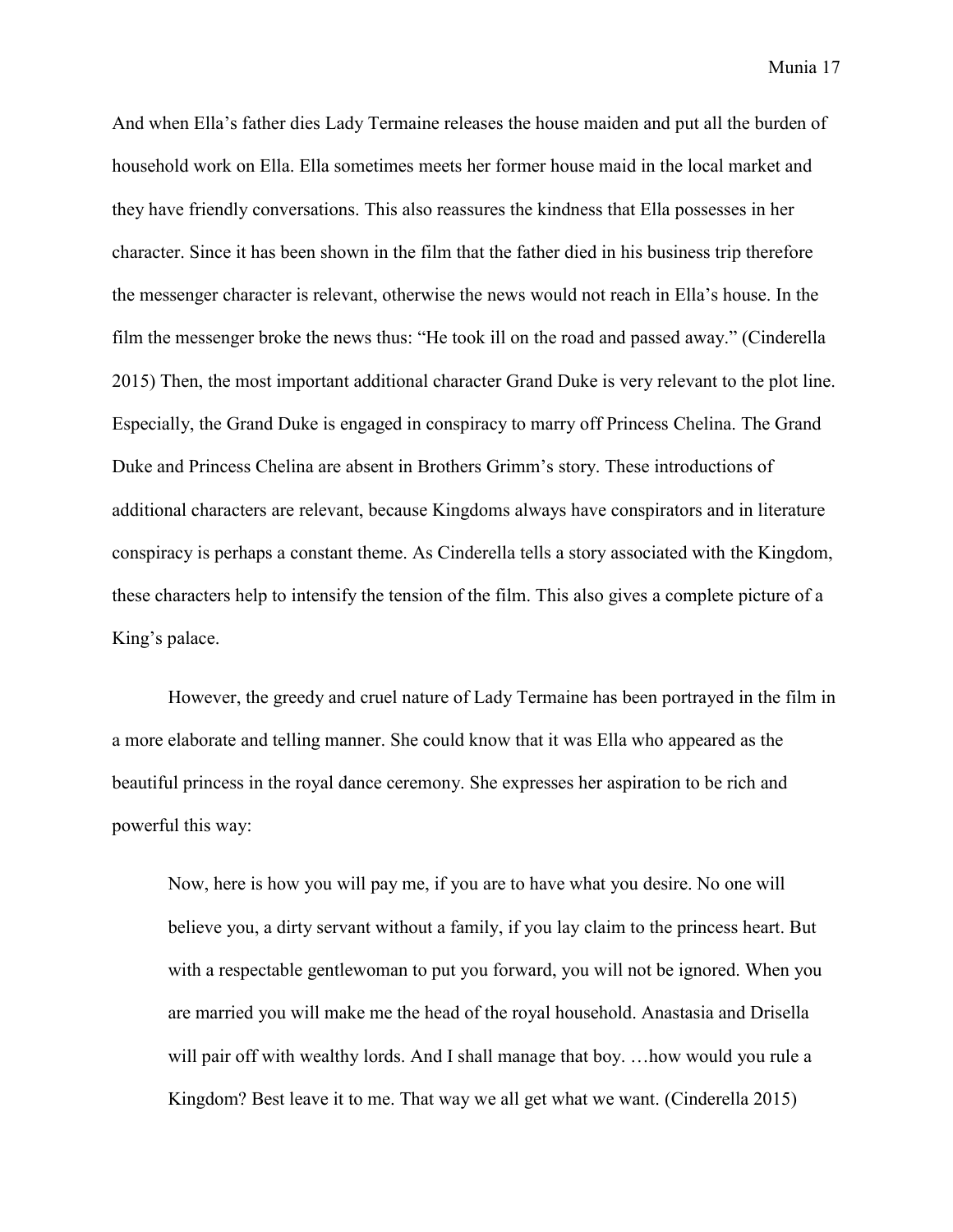And when Ella's father dies Lady Termaine releases the house maiden and put all the burden of household work on Ella. Ella sometimes meets her former house maid in the local market and they have friendly conversations. This also reassures the kindness that Ella possesses in her character. Since it has been shown in the film that the father died in his business trip therefore the messenger character is relevant, otherwise the news would not reach in Ella's house. In the film the messenger broke the news thus: "He took ill on the road and passed away." (Cinderella 2015) Then, the most important additional character Grand Duke is very relevant to the plot line. Especially, the Grand Duke is engaged in conspiracy to marry off Princess Chelina. The Grand Duke and Princess Chelina are absent in Brothers Grimm's story. These introductions of additional characters are relevant, because Kingdoms always have conspirators and in literature conspiracy is perhaps a constant theme. As Cinderella tells a story associated with the Kingdom, these characters help to intensify the tension of the film. This also gives a complete picture of a King's palace.

However, the greedy and cruel nature of Lady Termaine has been portrayed in the film in a more elaborate and telling manner. She could know that it was Ella who appeared as the beautiful princess in the royal dance ceremony. She expresses her aspiration to be rich and powerful this way:

> Now, here is how you will pay me, if you are to have what you desire. No one will believe you, a dirty servant without a family, if you lay claim to the princess heart. But with a respectable gentlewoman to put you forward, you will not be ignored. When you are married you will make me the head of the royal household. Anastasia and Drisella will pair off with wealthy lords. And I shall manage that boy. …how would you rule a Kingdom? Best leave it to me. That way we all get what we want. (Cinderella 2015)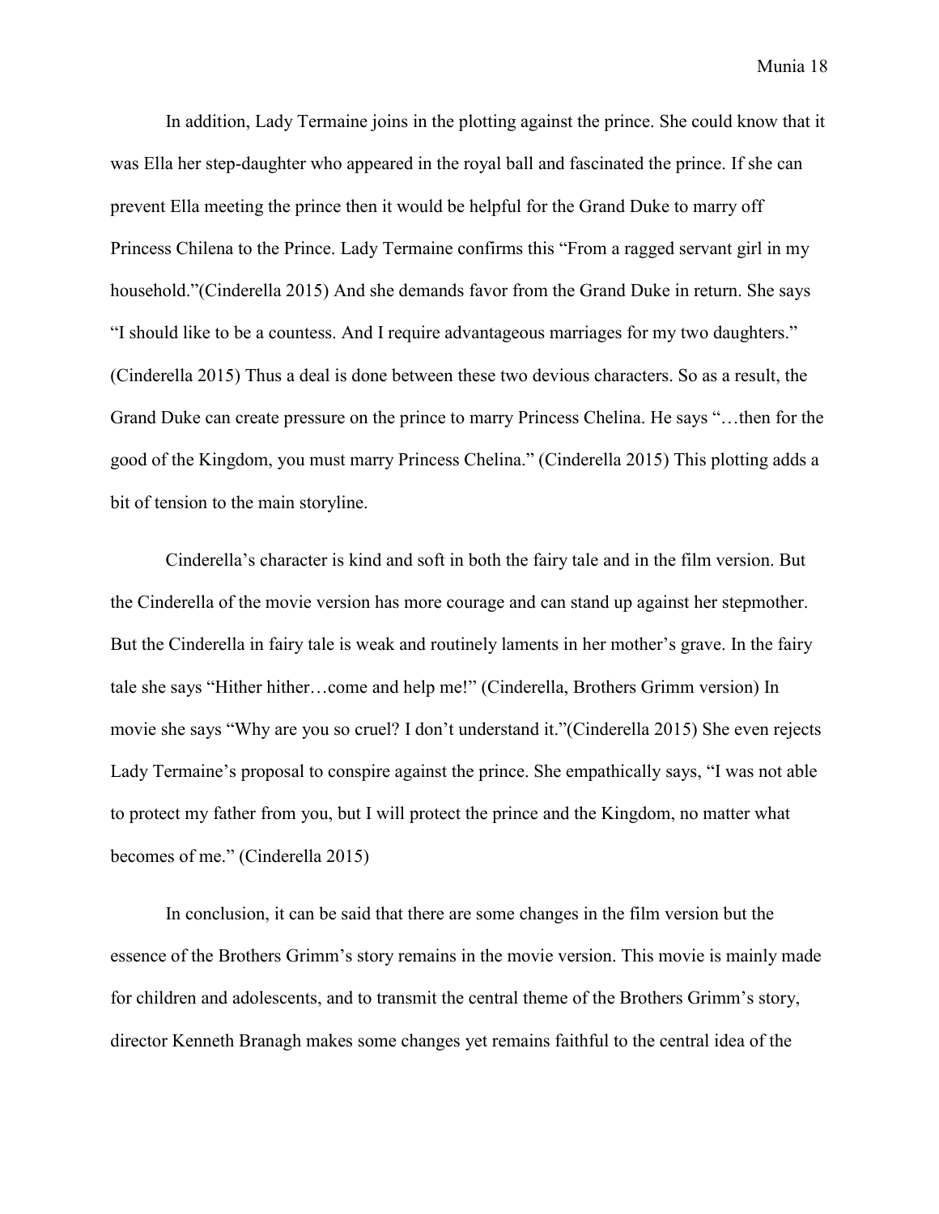In addition, Lady Termaine joins in the plotting against the prince. She could know that it was Ella her step-daughter who appeared in the royal ball and fascinated the prince. If she can prevent Ella meeting the prince then it would be helpful for the Grand Duke to marry off Princess Chilena to the Prince. Lady Termaine confirms this "From a ragged servant girl in my household."(Cinderella 2015) And she demands favor from the Grand Duke in return. She says "I should like to be a countess. And I require advantageous marriages for my two daughters." (Cinderella 2015) Thus a deal is done between these two devious characters. So as a result, the Grand Duke can create pressure on the prince to marry Princess Chelina. He says "…then for the good of the Kingdom, you must marry Princess Chelina." (Cinderella 2015) This plotting adds a bit of tension to the main storyline.

Cinderella's character is kind and soft in both the fairy tale and in the film version. But the Cinderella of the movie version has more courage and can stand up against her stepmother. But the Cinderella in fairy tale is weak and routinely laments in her mother's grave. In the fairy tale she says "Hither hither…come and help me!" (Cinderella, Brothers Grimm version) In movie she says "Why are you so cruel? I don't understand it."(Cinderella 2015) She even rejects Lady Termaine's proposal to conspire against the prince. She empathically says, "I was not able to protect my father from you, but I will protect the prince and the Kingdom, no matter what becomes of me." (Cinderella 2015)

In conclusion, it can be said that there are some changes in the film version but the essence of the Brothers Grimm's story remains in the movie version. This movie is mainly made for children and adolescents, and to transmit the central theme of the Brothers Grimm's story, director Kenneth Branagh makes some changes yet remains faithful to the central idea of the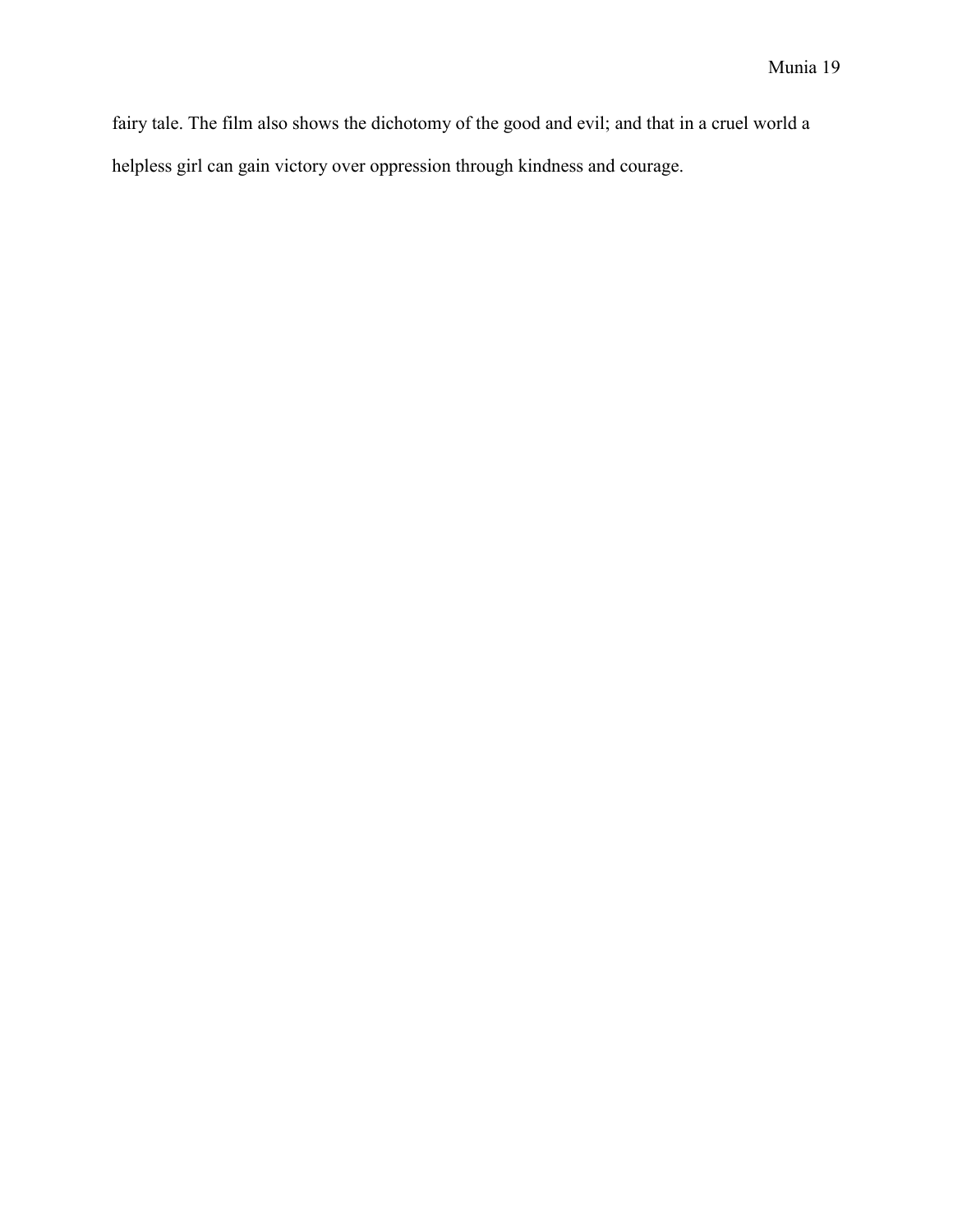fairy tale. The film also shows the dichotomy of the good and evil; and that in a cruel world a helpless girl can gain victory over oppression through kindness and courage.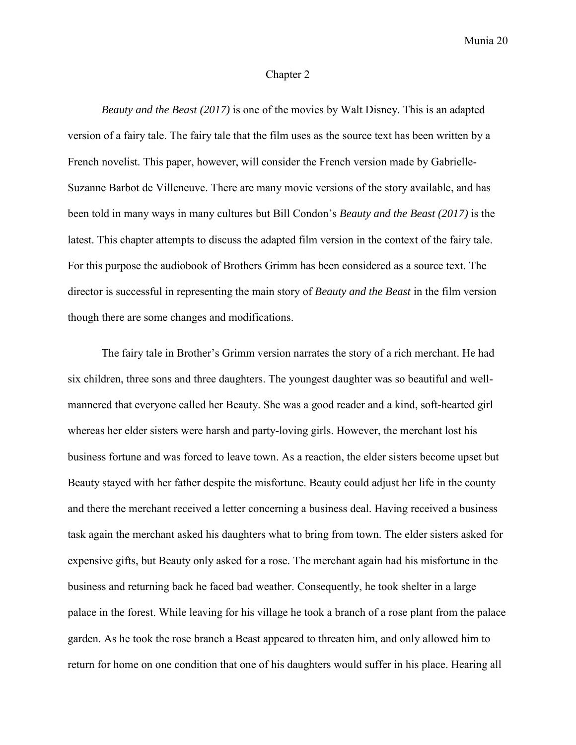## Chapter 2

*Beauty and the Beast (2017)* is one of the movies by Walt Disney. This is an adapted version of a fairy tale. The fairy tale that the film uses as the source text has been written by a French novelist. This paper, however, will consider the French version made by Gabrielle-Suzanne Barbot de Villeneuve. There are many movie versions of the story available, and has been told in many ways in many cultures but Bill Condon's *Beauty and the Beast (2017)* is the latest. This chapter attempts to discuss the adapted film version in the context of the fairy tale. For this purpose the audiobook of Brothers Grimm has been considered as a source text. The director is successful in representing the main story of *Beauty and the Beast* in the film version though there are some changes and modifications.

The fairy tale in Brother's Grimm version narrates the story of a rich merchant. He had six children, three sons and three daughters. The youngest daughter was so beautiful and well-mannered that everyone called her Beauty. She was a good reader and a kind, soft-hearted girl whereas her elder sisters were harsh and party-loving girls. However, the merchant lost his business fortune and was forced to leave town. As a reaction, the elder sisters become upset but Beauty stayed with her father despite the misfortune. Beauty could adjust her life in the county and there the merchant received a letter concerning a business deal. Having received a business task again the merchant asked his daughters what to bring from town. The elder sisters asked for expensive gifts, but Beauty only asked for a rose. The merchant again had his misfortune in the business and returning back he faced bad weather. Consequently, he took shelter in a large palace in the forest. While leaving for his village he took a branch of a rose plant from the palace garden. As he took the rose branch a Beast appeared to threaten him, and only allowed him to return for home on one condition that one of his daughters would suffer in his place. Hearing all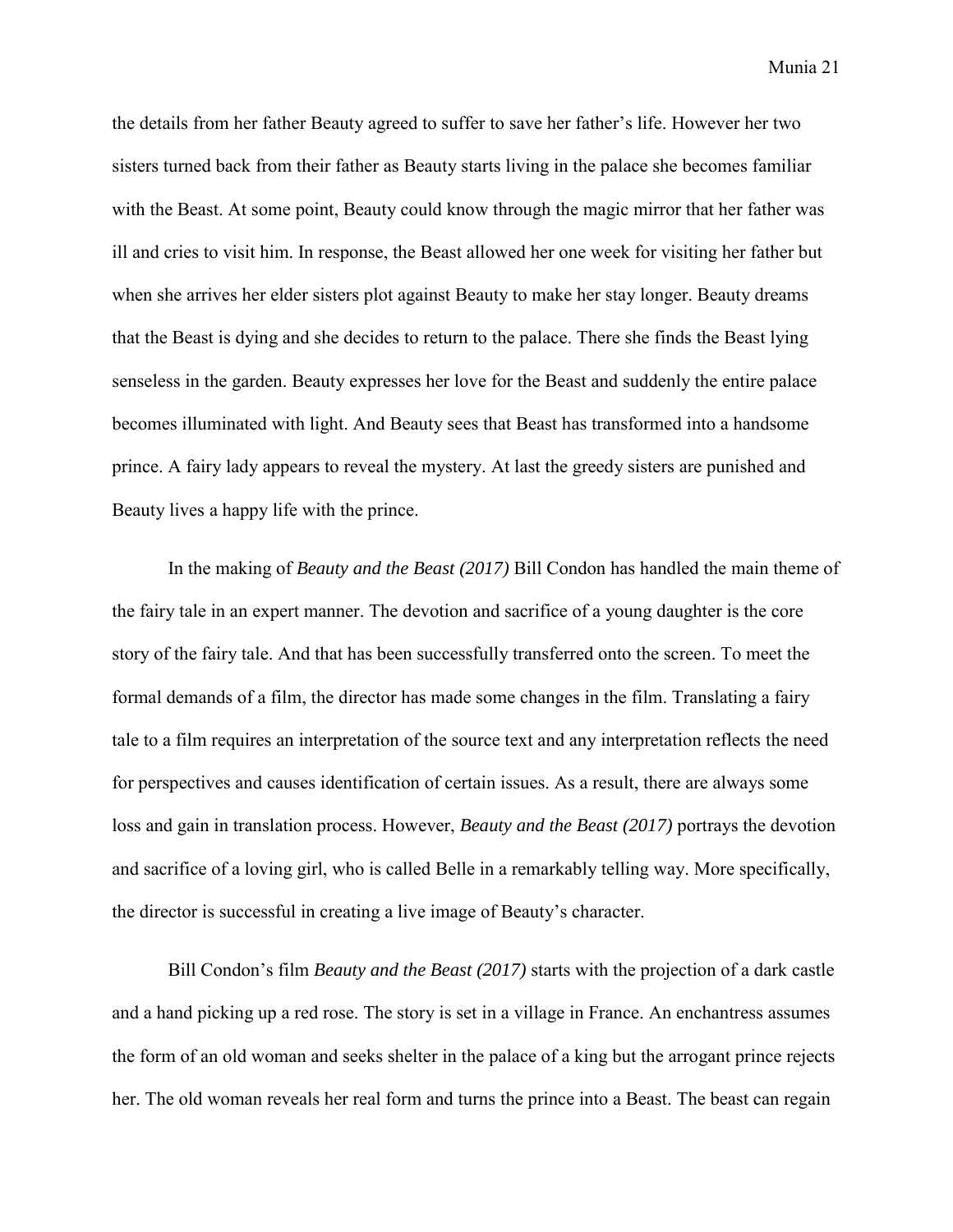the details from her father Beauty agreed to suffer to save her father's life. However her two sisters turned back from their father as Beauty starts living in the palace she becomes familiar with the Beast. At some point, Beauty could know through the magic mirror that her father was ill and cries to visit him. In response, the Beast allowed her one week for visiting her father but when she arrives her elder sisters plot against Beauty to make her stay longer. Beauty dreams that the Beast is dying and she decides to return to the palace. There she finds the Beast lying senseless in the garden. Beauty expresses her love for the Beast and suddenly the entire palace becomes illuminated with light. And Beauty sees that Beast has transformed into a handsome prince. A fairy lady appears to reveal the mystery. At last the greedy sisters are punished and Beauty lives a happy life with the prince.

In the making of *Beauty and the Beast (2017)* Bill Condon has handled the main theme of the fairy tale in an expert manner. The devotion and sacrifice of a young daughter is the core story of the fairy tale. And that has been successfully transferred onto the screen. To meet the formal demands of a film, the director has made some changes in the film. Translating a fairy tale to a film requires an interpretation of the source text and any interpretation reflects the need for perspectives and causes identification of certain issues. As a result, there are always some loss and gain in translation process. However, *Beauty and the Beast (2017)* portrays the devotion and sacrifice of a loving girl, who is called Belle in a remarkably telling way. More specifically, the director is successful in creating a live image of Beauty's character.

Bill Condon's film *Beauty and the Beast (2017)* starts with the projection of a dark castle and a hand picking up a red rose. The story is set in a village in France. An enchantress assumes the form of an old woman and seeks shelter in the palace of a king but the arrogant prince rejects her. The old woman reveals her real form and turns the prince into a Beast. The beast can regain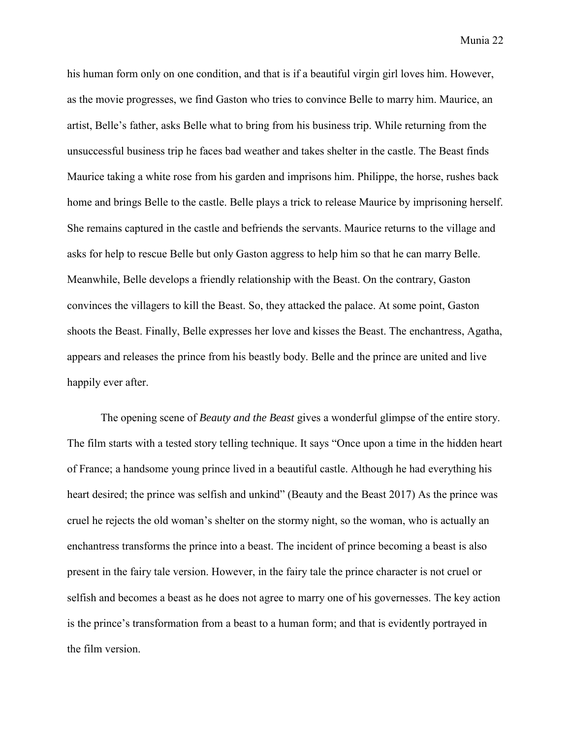his human form only on one condition, and that is if a beautiful virgin girl loves him. However, as the movie progresses, we find Gaston who tries to convince Belle to marry him. Maurice, an artist, Belle's father, asks Belle what to bring from his business trip. While returning from the unsuccessful business trip he faces bad weather and takes shelter in the castle. The Beast finds Maurice taking a white rose from his garden and imprisons him. Philippe, the horse, rushes back home and brings Belle to the castle. Belle plays a trick to release Maurice by imprisoning herself. She remains captured in the castle and befriends the servants. Maurice returns to the village and asks for help to rescue Belle but only Gaston aggress to help him so that he can marry Belle. Meanwhile, Belle develops a friendly relationship with the Beast. On the contrary, Gaston convinces the villagers to kill the Beast. So, they attacked the palace. At some point, Gaston shoots the Beast. Finally, Belle expresses her love and kisses the Beast. The enchantress, Agatha, appears and releases the prince from his beastly body. Belle and the prince are united and live happily ever after.

The opening scene of *Beauty and the Beast* gives a wonderful glimpse of the entire story. The film starts with a tested story telling technique. It says "Once upon a time in the hidden heart of France; a handsome young prince lived in a beautiful castle. Although he had everything his heart desired; the prince was selfish and unkind" (Beauty and the Beast 2017) As the prince was cruel he rejects the old woman's shelter on the stormy night, so the woman, who is actually an enchantress transforms the prince into a beast. The incident of prince becoming a beast is also present in the fairy tale version. However, in the fairy tale the prince character is not cruel or selfish and becomes a beast as he does not agree to marry one of his governesses. The key action is the prince's transformation from a beast to a human form; and that is evidently portrayed in the film version.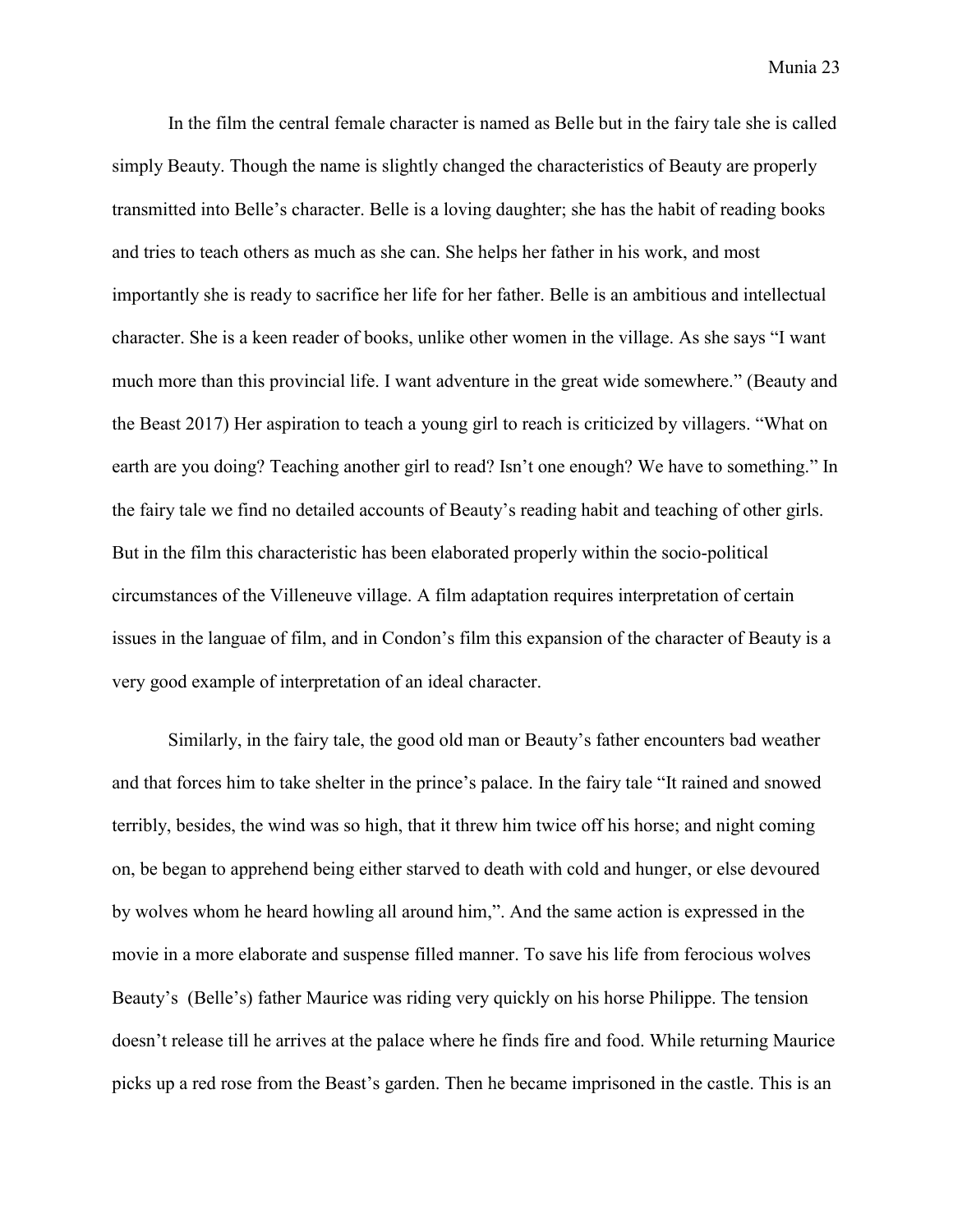In the film the central female character is named as Belle but in the fairy tale she is called simply Beauty. Though the name is slightly changed the characteristics of Beauty are properly transmitted into Belle's character. Belle is a loving daughter; she has the habit of reading books and tries to teach others as much as she can. She helps her father in his work, and most importantly she is ready to sacrifice her life for her father. Belle is an ambitious and intellectual character. She is a keen reader of books, unlike other women in the village. As she says "I want much more than this provincial life. I want adventure in the great wide somewhere." (Beauty and the Beast 2017) Her aspiration to teach a young girl to reach is criticized by villagers. "What on earth are you doing? Teaching another girl to read? Isn't one enough? We have to something." In the fairy tale we find no detailed accounts of Beauty's reading habit and teaching of other girls. But in the film this characteristic has been elaborated properly within the socio-political circumstances of the Villeneuve village. A film adaptation requires interpretation of certain issues in the languae of film, and in Condon's film this expansion of the character of Beauty is a very good example of interpretation of an ideal character.

Similarly, in the fairy tale, the good old man or Beauty's father encounters bad weather and that forces him to take shelter in the prince's palace. In the fairy tale "It rained and snowed terribly, besides, the wind was so high, that it threw him twice off his horse; and night coming on, be began to apprehend being either starved to death with cold and hunger, or else devoured by wolves whom he heard howling all around him,". And the same action is expressed in the movie in a more elaborate and suspense filled manner. To save his life from ferocious wolves Beauty's (Belle's) father Maurice was riding very quickly on his horse Philippe. The tension doesn't release till he arrives at the palace where he finds fire and food. While returning Maurice picks up a red rose from the Beast's garden. Then he became imprisoned in the castle. This is an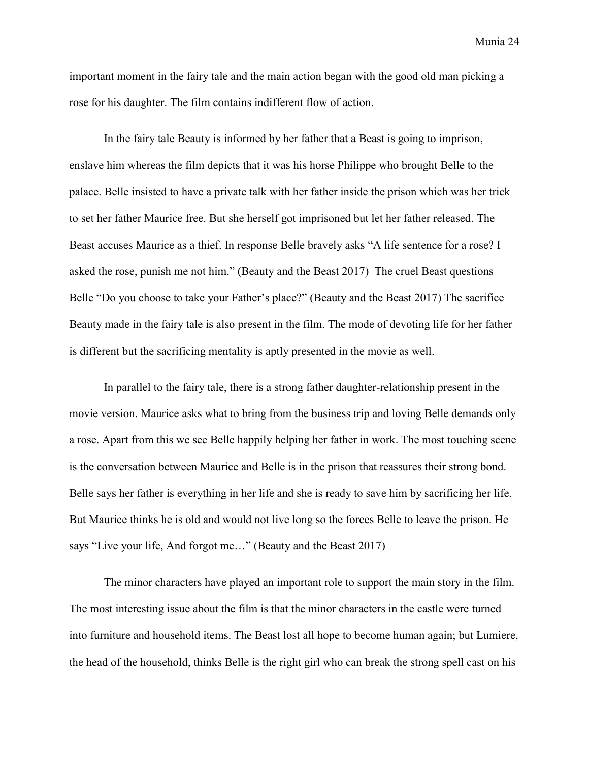important moment in the fairy tale and the main action began with the good old man picking a rose for his daughter. The film contains indifferent flow of action.

In the fairy tale Beauty is informed by her father that a Beast is going to imprison, enslave him whereas the film depicts that it was his horse Philippe who brought Belle to the palace. Belle insisted to have a private talk with her father inside the prison which was her trick to set her father Maurice free. But she herself got imprisoned but let her father released. The Beast accuses Maurice as a thief. In response Belle bravely asks "A life sentence for a rose? I asked the rose, punish me not him." (Beauty and the Beast 2017) The cruel Beast questions Belle "Do you choose to take your Father's place?" (Beauty and the Beast 2017) The sacrifice Beauty made in the fairy tale is also present in the film. The mode of devoting life for her father is different but the sacrificing mentality is aptly presented in the movie as well.

In parallel to the fairy tale, there is a strong father daughter-relationship present in the movie version. Maurice asks what to bring from the business trip and loving Belle demands only a rose. Apart from this we see Belle happily helping her father in work. The most touching scene is the conversation between Maurice and Belle is in the prison that reassures their strong bond. Belle says her father is everything in her life and she is ready to save him by sacrificing her life. But Maurice thinks he is old and would not live long so the forces Belle to leave the prison. He says "Live your life, And forgot me…" (Beauty and the Beast 2017)

The minor characters have played an important role to support the main story in the film. The most interesting issue about the film is that the minor characters in the castle were turned into furniture and household items. The Beast lost all hope to become human again; but Lumiere, the head of the household, thinks Belle is the right girl who can break the strong spell cast on his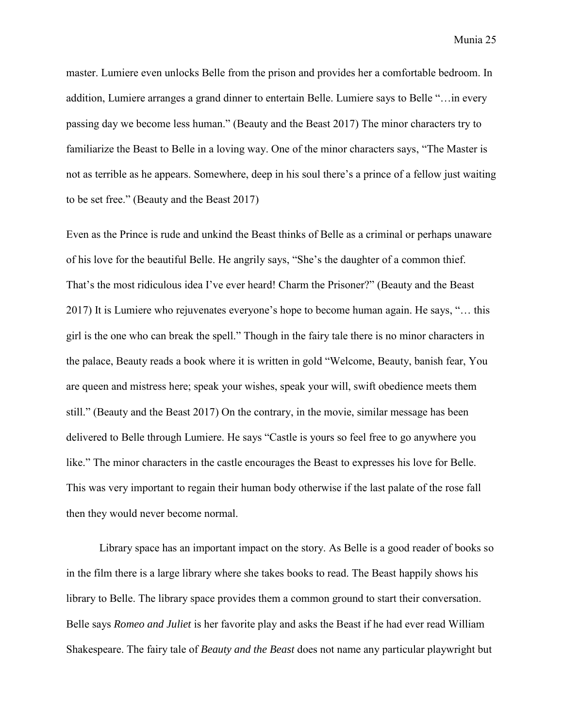master. Lumiere even unlocks Belle from the prison and provides her a comfortable bedroom. In addition, Lumiere arranges a grand dinner to entertain Belle. Lumiere says to Belle "…in every passing day we become less human." (Beauty and the Beast 2017) The minor characters try to familiarize the Beast to Belle in a loving way. One of the minor characters says, "The Master is not as terrible as he appears. Somewhere, deep in his soul there's a prince of a fellow just waiting to be set free." (Beauty and the Beast 2017)

Even as the Prince is rude and unkind the Beast thinks of Belle as a criminal or perhaps unaware of his love for the beautiful Belle. He angrily says, "She's the daughter of a common thief. That's the most ridiculous idea I've ever heard! Charm the Prisoner?" (Beauty and the Beast 2017) It is Lumiere who rejuvenates everyone's hope to become human again. He says, "… this girl is the one who can break the spell." Though in the fairy tale there is no minor characters in the palace, Beauty reads a book where it is written in gold "Welcome, Beauty, banish fear, You are queen and mistress here; speak your wishes, speak your will, swift obedience meets them still." (Beauty and the Beast 2017) On the contrary, in the movie, similar message has been delivered to Belle through Lumiere. He says "Castle is yours so feel free to go anywhere you like." The minor characters in the castle encourages the Beast to expresses his love for Belle. This was very important to regain their human body otherwise if the last palate of the rose fall then they would never become normal.

Library space has an important impact on the story. As Belle is a good reader of books so in the film there is a large library where she takes books to read. The Beast happily shows his library to Belle. The library space provides them a common ground to start their conversation. Belle says *Romeo and Juliet* is her favorite play and asks the Beast if he had ever read William Shakespeare. The fairy tale of *Beauty and the Beast* does not name any particular playwright but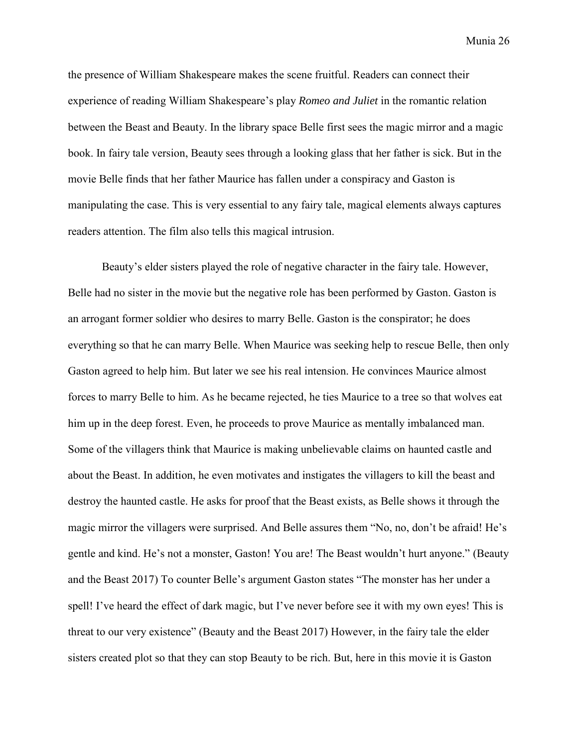the presence of William Shakespeare makes the scene fruitful. Readers can connect their experience of reading William Shakespeare's play *Romeo and Juliet* in the romantic relation between the Beast and Beauty. In the library space Belle first sees the magic mirror and a magic book. In fairy tale version, Beauty sees through a looking glass that her father is sick. But in the movie Belle finds that her father Maurice has fallen under a conspiracy and Gaston is manipulating the case. This is very essential to any fairy tale, magical elements always captures readers attention. The film also tells this magical intrusion.

Beauty's elder sisters played the role of negative character in the fairy tale. However, Belle had no sister in the movie but the negative role has been performed by Gaston. Gaston is an arrogant former soldier who desires to marry Belle. Gaston is the conspirator; he does everything so that he can marry Belle. When Maurice was seeking help to rescue Belle, then only Gaston agreed to help him. But later we see his real intension. He convinces Maurice almost forces to marry Belle to him. As he became rejected, he ties Maurice to a tree so that wolves eat him up in the deep forest. Even, he proceeds to prove Maurice as mentally imbalanced man. Some of the villagers think that Maurice is making unbelievable claims on haunted castle and about the Beast. In addition, he even motivates and instigates the villagers to kill the beast and destroy the haunted castle. He asks for proof that the Beast exists, as Belle shows it through the magic mirror the villagers were surprised. And Belle assures them "No, no, don't be afraid! He's gentle and kind. He's not a monster, Gaston! You are! The Beast wouldn't hurt anyone." (Beauty and the Beast 2017) To counter Belle's argument Gaston states "The monster has her under a spell! I've heard the effect of dark magic, but I've never before see it with my own eyes! This is threat to our very existence" (Beauty and the Beast 2017) However, in the fairy tale the elder sisters created plot so that they can stop Beauty to be rich. But, here in this movie it is Gaston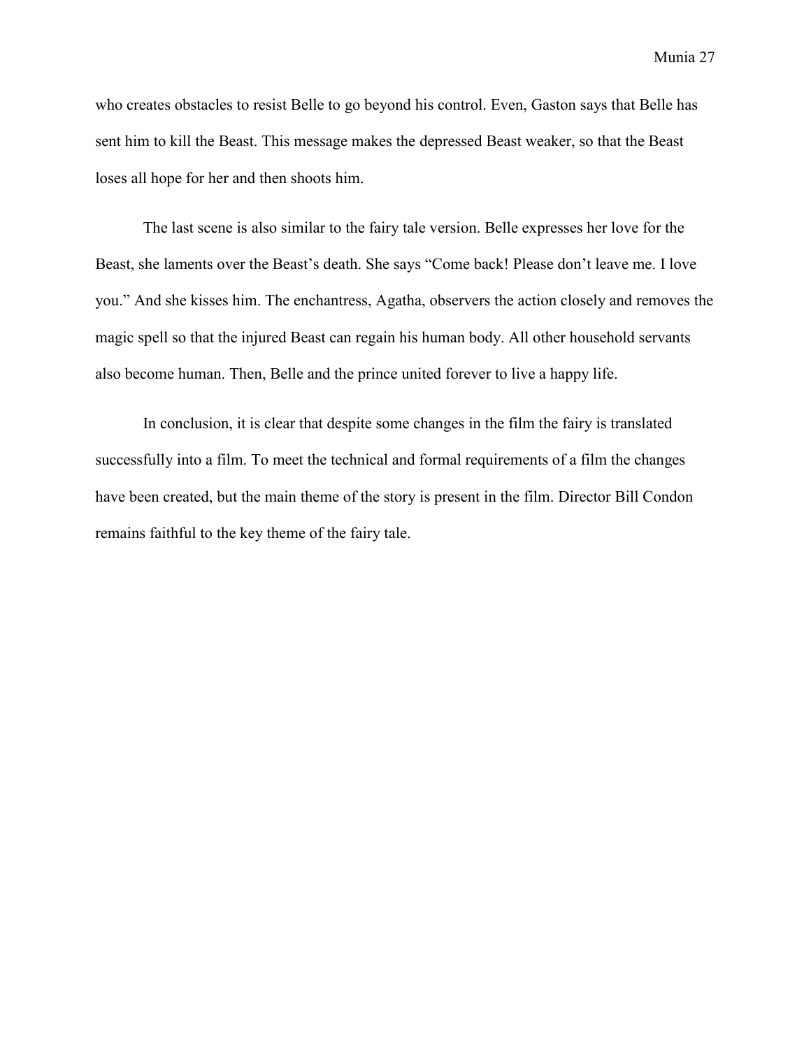who creates obstacles to resist Belle to go beyond his control. Even, Gaston says that Belle has sent him to kill the Beast. This message makes the depressed Beast weaker, so that the Beast loses all hope for her and then shoots him.

The last scene is also similar to the fairy tale version. Belle expresses her love for the Beast, she laments over the Beast's death. She says "Come back! Please don't leave me. I love you." And she kisses him. The enchantress, Agatha, observers the action closely and removes the magic spell so that the injured Beast can regain his human body. All other household servants also become human. Then, Belle and the prince united forever to live a happy life.

In conclusion, it is clear that despite some changes in the film the fairy is translated successfully into a film. To meet the technical and formal requirements of a film the changes have been created, but the main theme of the story is present in the film. Director Bill Condon remains faithful to the key theme of the fairy tale.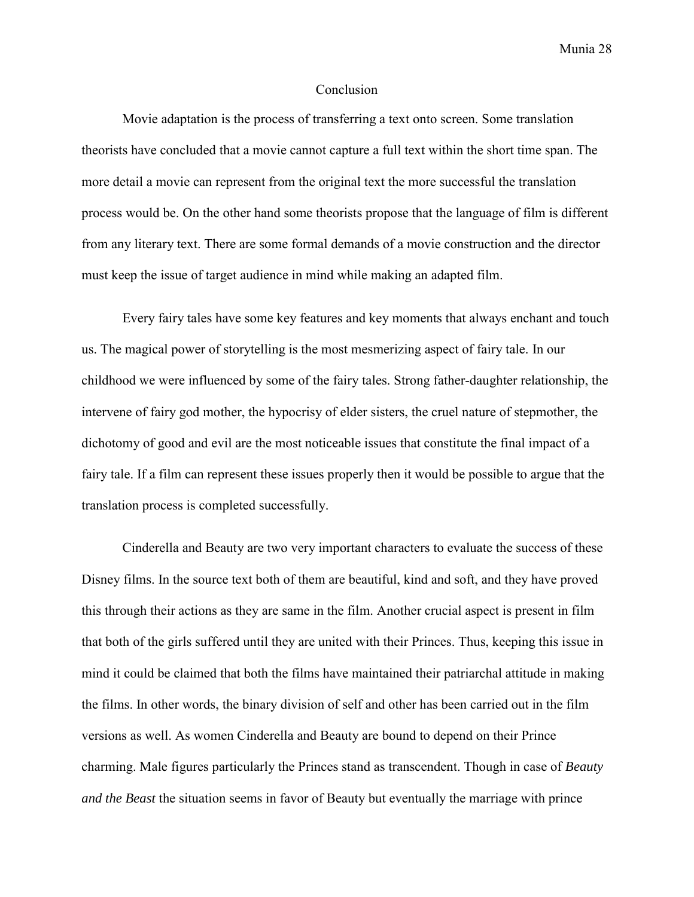## Conclusion

Movie adaptation is the process of transferring a text onto screen. Some translation theorists have concluded that a movie cannot capture a full text within the short time span. The more detail a movie can represent from the original text the more successful the translation process would be. On the other hand some theorists propose that the language of film is different from any literary text. There are some formal demands of a movie construction and the director must keep the issue of target audience in mind while making an adapted film.

Every fairy tales have some key features and key moments that always enchant and touch us. The magical power of storytelling is the most mesmerizing aspect of fairy tale. In our childhood we were influenced by some of the fairy tales. Strong father-daughter relationship, the intervene of fairy god mother, the hypocrisy of elder sisters, the cruel nature of stepmother, the dichotomy of good and evil are the most noticeable issues that constitute the final impact of a fairy tale. If a film can represent these issues properly then it would be possible to argue that the translation process is completed successfully.

Cinderella and Beauty are two very important characters to evaluate the success of these Disney films. In the source text both of them are beautiful, kind and soft, and they have proved this through their actions as they are same in the film. Another crucial aspect is present in film that both of the girls suffered until they are united with their Princes. Thus, keeping this issue in mind it could be claimed that both the films have maintained their patriarchal attitude in making the films. In other words, the binary division of self and other has been carried out in the film versions as well. As women Cinderella and Beauty are bound to depend on their Prince charming. Male figures particularly the Princes stand as transcendent. Though in case of *Beauty and the Beast* the situation seems in favor of Beauty but eventually the marriage with prince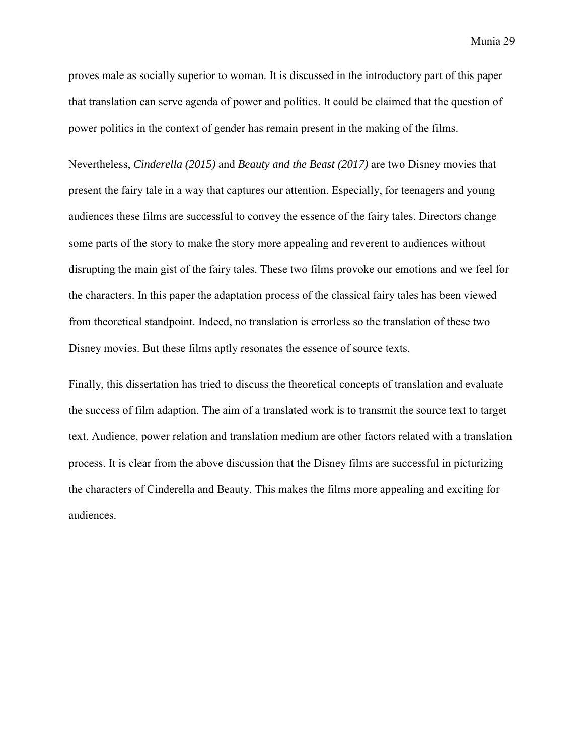proves male as socially superior to woman. It is discussed in the introductory part of this paper that translation can serve agenda of power and politics. It could be claimed that the question of power politics in the context of gender has remain present in the making of the films.

Nevertheless, *Cinderella (2015)* and *Beauty and the Beast (2017)* are two Disney movies that present the fairy tale in a way that captures our attention. Especially, for teenagers and young audiences these films are successful to convey the essence of the fairy tales. Directors change some parts of the story to make the story more appealing and reverent to audiences without disrupting the main gist of the fairy tales. These two films provoke our emotions and we feel for the characters. In this paper the adaptation process of the classical fairy tales has been viewed from theoretical standpoint. Indeed, no translation is errorless so the translation of these two Disney movies. But these films aptly resonates the essence of source texts.

Finally, this dissertation has tried to discuss the theoretical concepts of translation and evaluate the success of film adaption. The aim of a translated work is to transmit the source text to target text. Audience, power relation and translation medium are other factors related with a translation process. It is clear from the above discussion that the Disney films are successful in picturizing the characters of Cinderella and Beauty. This makes the films more appealing and exciting for audiences.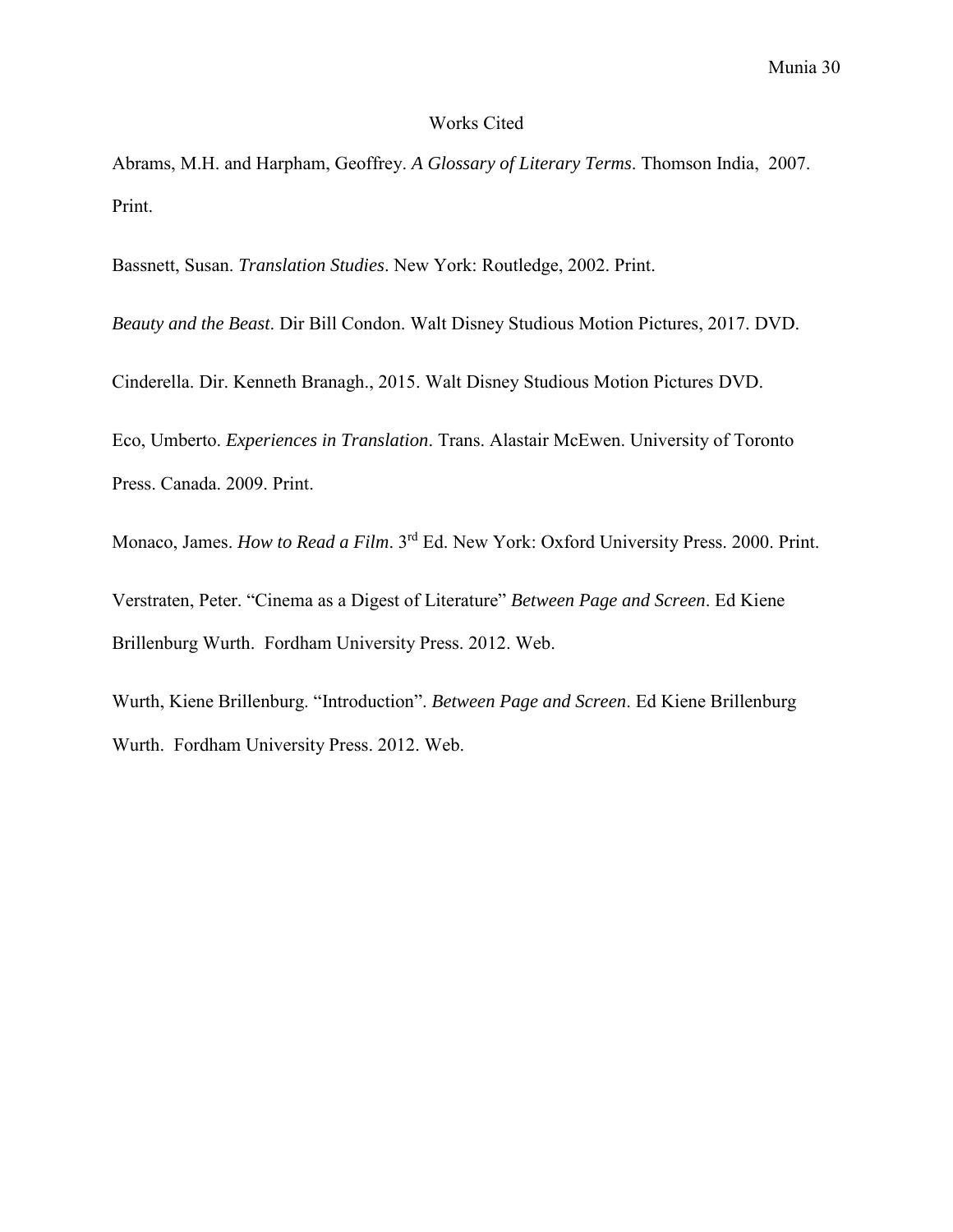# Works Cited

Abrams, M.H. and Harpham, Geoffrey. *A Glossary of Literary Terms*. Thomson India, 2007. Print.

Bassnett, Susan. *Translation Studies*. New York: Routledge, 2002. Print.

*Beauty and the Beast*. Dir Bill Condon. Walt Disney Studious Motion Pictures, 2017. DVD.

Cinderella. Dir. Kenneth Branagh., 2015. Walt Disney Studious Motion Pictures DVD.

Eco, Umberto. *Experiences in Translation*. Trans. Alastair McEwen. University of Toronto Press. Canada. 2009. Print.

Monaco, James. *How to Read a Film*. 3rd Ed. New York: Oxford University Press. 2000. Print.

Verstraten, Peter. "Cinema as a Digest of Literature" *Between Page and Screen*. Ed Kiene Brillenburg Wurth. Fordham University Press. 2012. Web.

Wurth, Kiene Brillenburg. "Introduction". *Between Page and Screen*. Ed Kiene Brillenburg Wurth. Fordham University Press. 2012. Web.